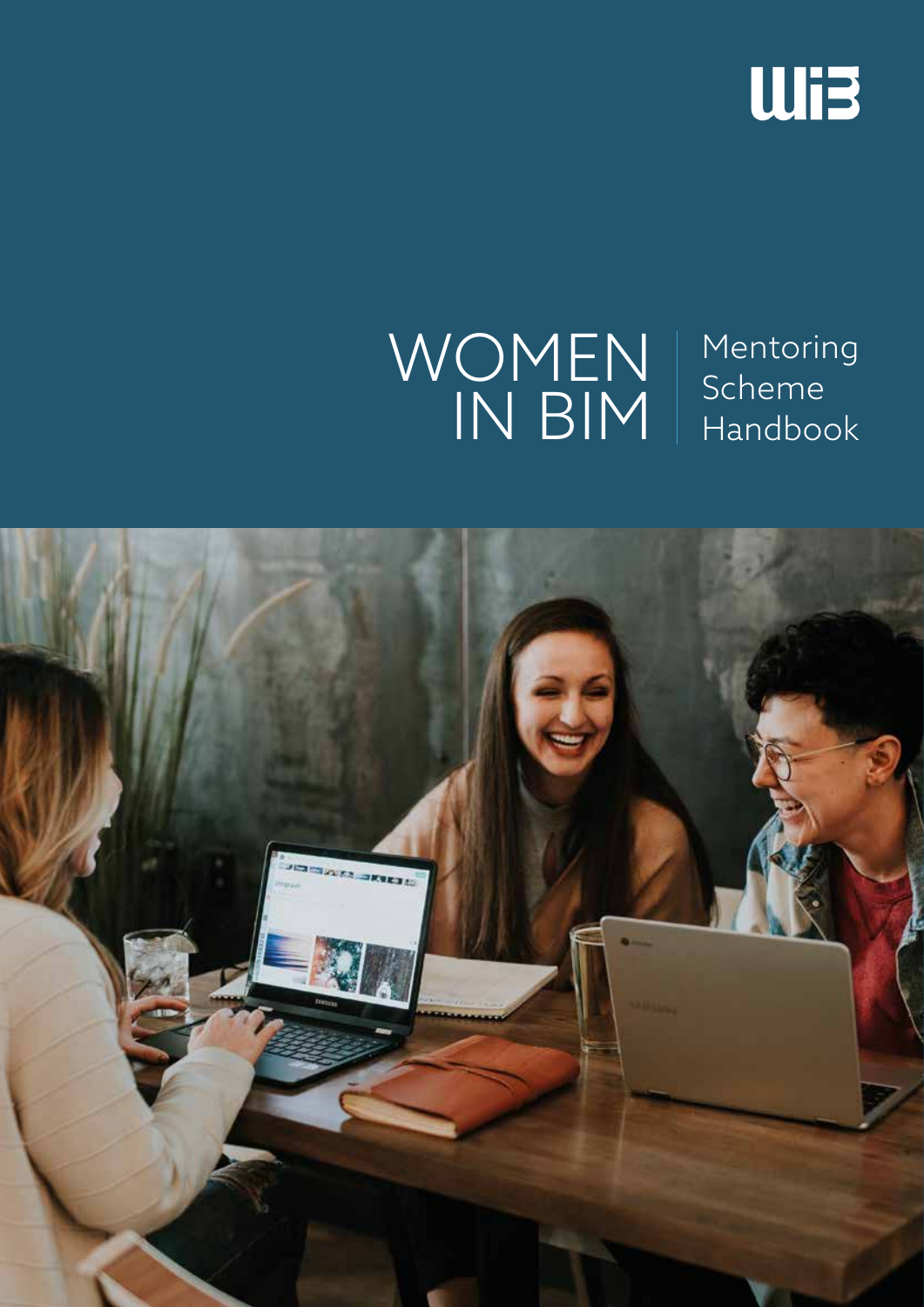WiB

# WOMEN IN BIM

## Mentoring Scheme Handbook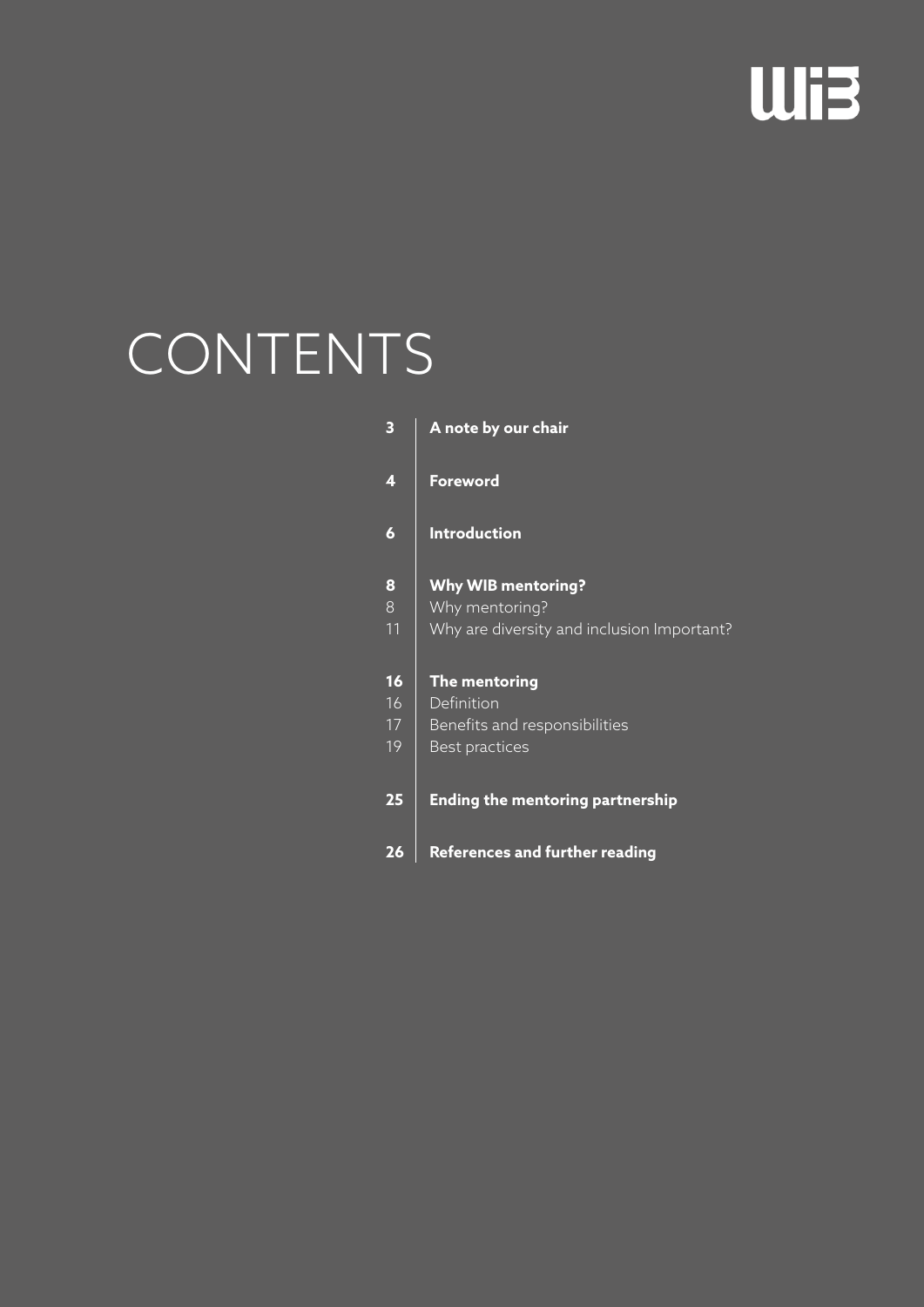# CONTENTS

| | |
|---|---|
| **3** | **A note by our chair** |
| **4** | **Foreword** |
| **6** | **Introduction** |
| **8** | **Why WIB mentoring?** |
| 8 | Why mentoring? |
| 11 | Why are diversity and inclusion Important? |
| **16** | **The mentoring** |
| 16 | Definition |
| 17 | Benefits and responsibilities |
| 19 | Best practices |
| **25** | **Ending the mentoring partnership** |
| **26** | **References and further reading** |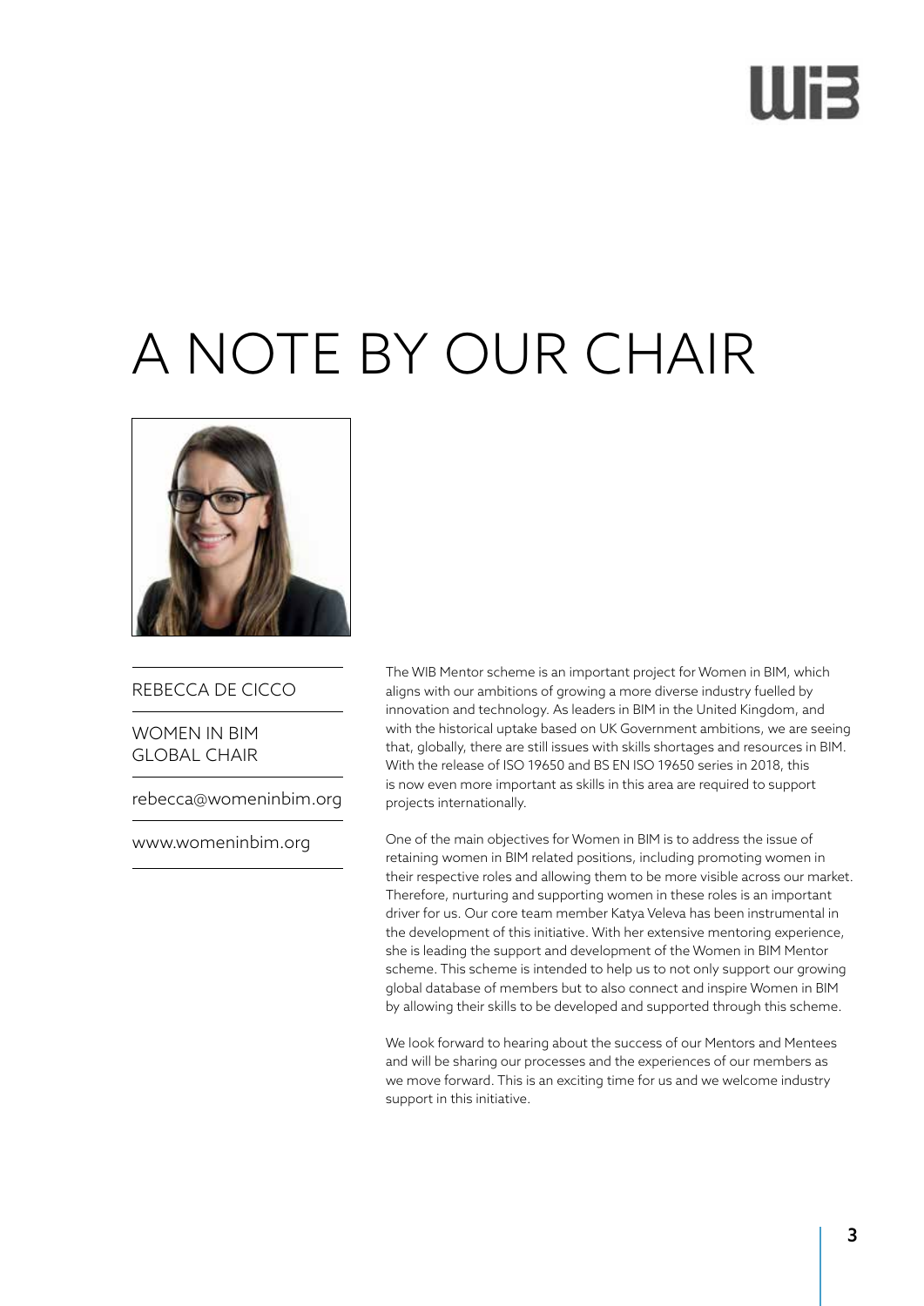# A NOTE BY OUR CHAIR

REBECCA DE CICCO

WOMEN IN BIM
GLOBAL CHAIR

rebecca@womeninbim.org

www.womeninbim.org

The WIB Mentor scheme is an important project for Women in BIM, which aligns with our ambitions of growing a more diverse industry fuelled by innovation and technology. As leaders in BIM in the United Kingdom, and with the historical uptake based on UK Government ambitions, we are seeing that, globally, there are still issues with skills shortages and resources in BIM. With the release of ISO 19650 and BS EN ISO 19650 series in 2018, this is now even more important as skills in this area are required to support projects internationally.

One of the main objectives for Women in BIM is to address the issue of retaining women in BIM related positions, including promoting women in their respective roles and allowing them to be more visible across our market. Therefore, nurturing and supporting women in these roles is an important driver for us. Our core team member Katya Veleva has been instrumental in the development of this initiative. With her extensive mentoring experience, she is leading the support and development of the Women in BIM Mentor scheme. This scheme is intended to help us to not only support our growing global database of members but to also connect and inspire Women in BIM by allowing their skills to be developed and supported through this scheme.

We look forward to hearing about the success of our Mentors and Mentees and will be sharing our processes and the experiences of our members as we move forward. This is an exciting time for us and we welcome industry support in this initiative.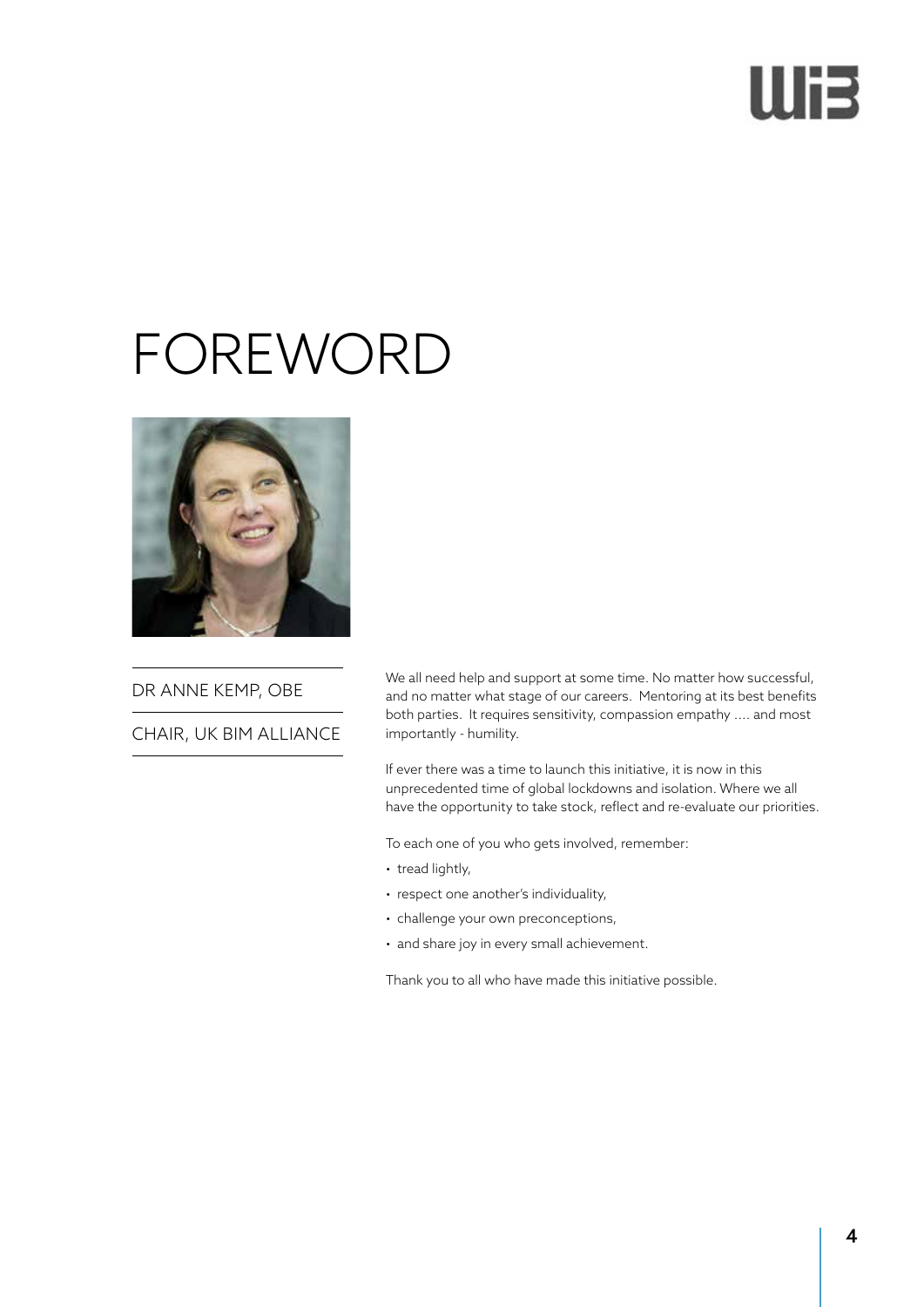# FOREWORD

DR ANNE KEMP, OBE

CHAIR, UK BIM ALLIANCE

We all need help and support at some time. No matter how successful, and no matter what stage of our careers. Mentoring at its best benefits both parties. It requires sensitivity, compassion empathy .... and most importantly - humility.

If ever there was a time to launch this initiative, it is now in this unprecedented time of global lockdowns and isolation. Where we all have the opportunity to take stock, reflect and re-evaluate our priorities.

To each one of you who gets involved, remember:

- tread lightly,
- respect one another's individuality,
- challenge your own preconceptions,
- and share joy in every small achievement.

Thank you to all who have made this initiative possible.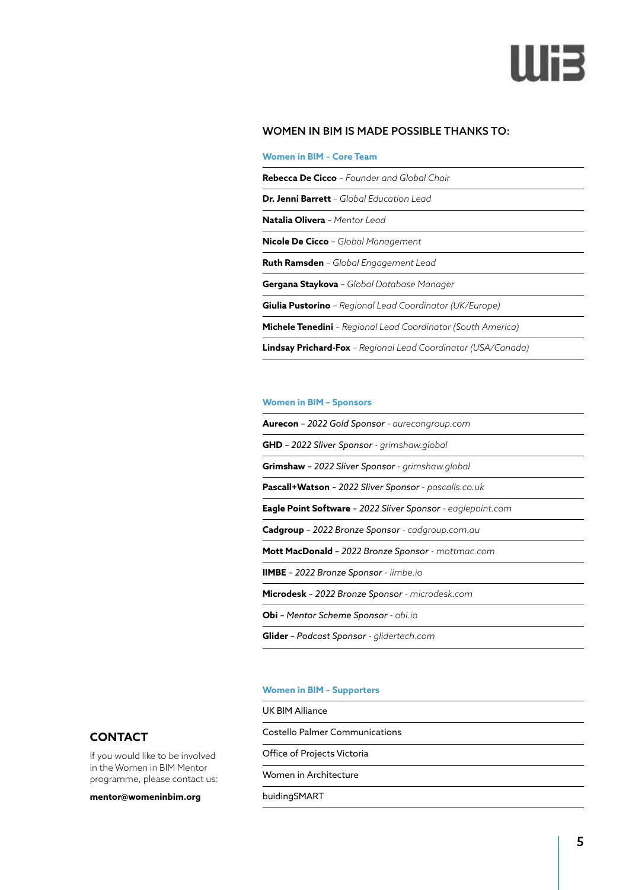## WOMEN IN BIM IS MADE POSSIBLE THANKS TO:

### Women in BIM – Core Team

**Rebecca De Cicco** – *Founder and Global Chair*

**Dr. Jenni Barrett** – *Global Education Lead*

**Natalia Olivera** – *Mentor Lead*

**Nicole De Cicco** – *Global Management*

**Ruth Ramsden** – *Global Engagement Lead*

**Gergana Staykova** – *Global Database Manager*

**Giulia Pustorino** – *Regional Lead Coordinator (UK/Europe)*

**Michele Tenedini** – *Regional Lead Coordinator (South America)*

**Lindsay Prichard-Fox** – *Regional Lead Coordinator (USA/Canada)*

### Women in BIM – Sponsors

**Aurecon** – *2022 Gold Sponsor - aurecongroup.com*

**GHD** – *2022 Sliver Sponsor - grimshaw.global*

**Grimshaw** – *2022 Sliver Sponsor - grimshaw.global*

**Pascall+Watson** – *2022 Sliver Sponsor - pascalls.co.uk*

**Eagle Point Software** – *2022 Sliver Sponsor - eaglepoint.com*

**Cadgroup** – *2022 Bronze Sponsor - cadgroup.com.au*

**Mott MacDonald** – *2022 Bronze Sponsor - mottmac.com*

**IIMBE** – *2022 Bronze Sponsor - iimbe.io*

**Microdesk** – *2022 Bronze Sponsor - microdesk.com*

**Obi** – *Mentor Scheme Sponsor - obi.io*

**Glider** – *Podcast Sponsor - glidertech.com*

### Women in BIM – Supporters

UK BIM Alliance

Costello Palmer Communications

Office of Projects Victoria

Women in Architecture

buidingSMART

## CONTACT

If you would like to be involved in the Women in BIM Mentor programme, please contact us:

**mentor@womeninbim.org**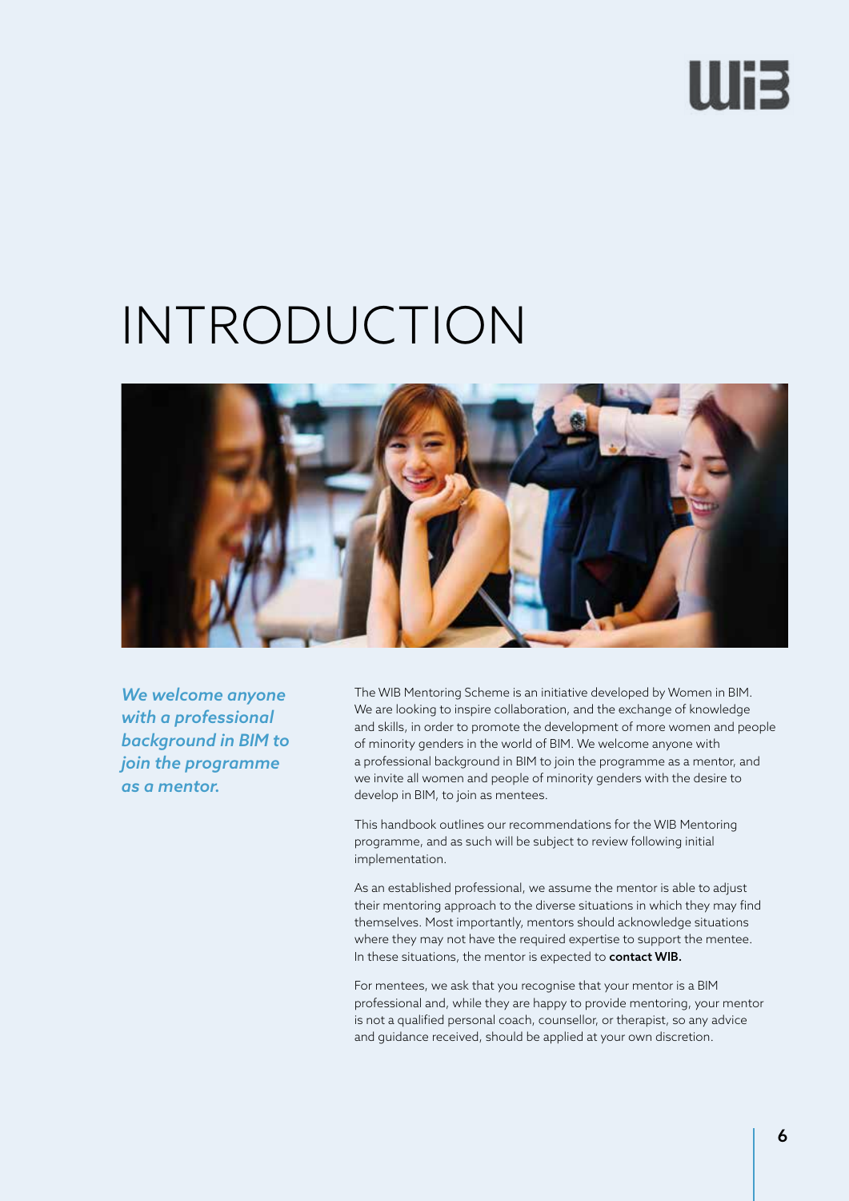# INTRODUCTION

*We welcome anyone with a professional background in BIM to join the programme as a mentor.*

The WIB Mentoring Scheme is an initiative developed by Women in BIM. We are looking to inspire collaboration, and the exchange of knowledge and skills, in order to promote the development of more women and people of minority genders in the world of BIM. We welcome anyone with a professional background in BIM to join the programme as a mentor, and we invite all women and people of minority genders with the desire to develop in BIM, to join as mentees.

This handbook outlines our recommendations for the WIB Mentoring programme, and as such will be subject to review following initial implementation.

As an established professional, we assume the mentor is able to adjust their mentoring approach to the diverse situations in which they may find themselves. Most importantly, mentors should acknowledge situations where they may not have the required expertise to support the mentee. In these situations, the mentor is expected to **contact WIB.**

For mentees, we ask that you recognise that your mentor is a BIM professional and, while they are happy to provide mentoring, your mentor is not a qualified personal coach, counsellor, or therapist, so any advice and guidance received, should be applied at your own discretion.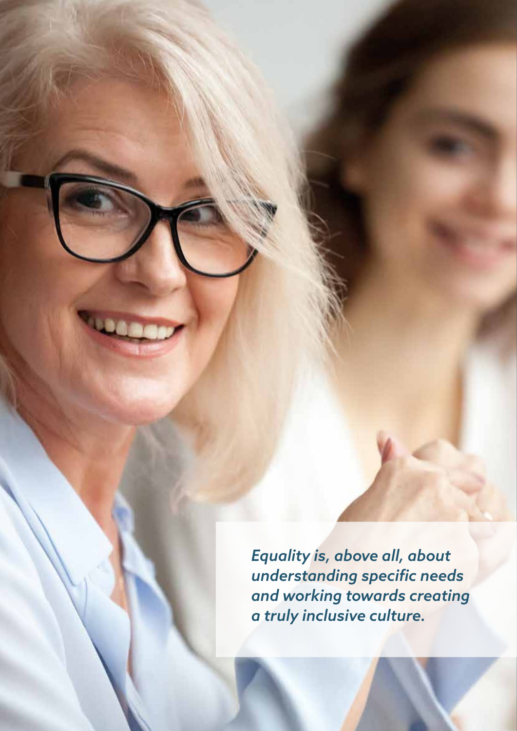*Equality is, above all, about understanding specific needs and working towards creating a truly inclusive culture.*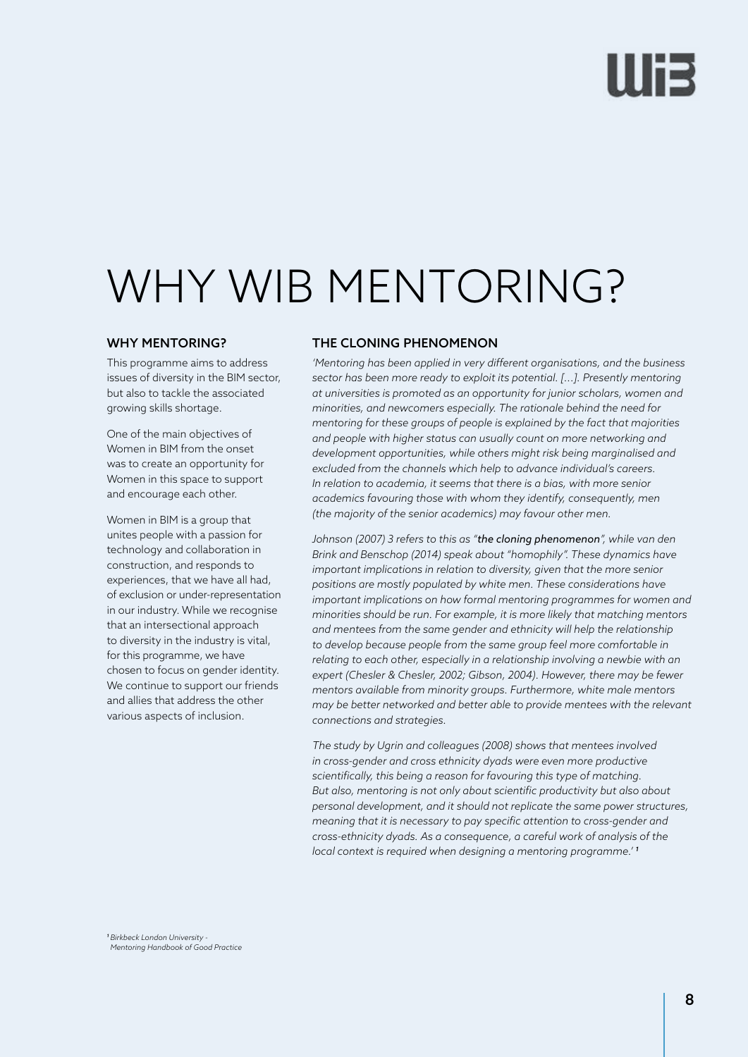# WHY WIB MENTORING?

## WHY MENTORING?

This programme aims to address issues of diversity in the BIM sector, but also to tackle the associated growing skills shortage.

One of the main objectives of Women in BIM from the onset was to create an opportunity for Women in this space to support and encourage each other.

Women in BIM is a group that unites people with a passion for technology and collaboration in construction, and responds to experiences, that we have all had, of exclusion or under-representation in our industry. While we recognise that an intersectional approach to diversity in the industry is vital, for this programme, we have chosen to focus on gender identity. We continue to support our friends and allies that address the other various aspects of inclusion.

## THE CLONING PHENOMENON

*'Mentoring has been applied in very different organisations, and the business sector has been more ready to exploit its potential. [...]. Presently mentoring at universities is promoted as an opportunity for junior scholars, women and minorities, and newcomers especially. The rationale behind the need for mentoring for these groups of people is explained by the fact that majorities and people with higher status can usually count on more networking and development opportunities, while others might risk being marginalised and excluded from the channels which help to advance individual's careers. In relation to academia, it seems that there is a bias, with more senior academics favouring those with whom they identify, consequently, men (the majority of the senior academics) may favour other men.*

*Johnson (2007) 3 refers to this as "**the cloning phenomenon**", while van den Brink and Benschop (2014) speak about "homophily". These dynamics have important implications in relation to diversity, given that the more senior positions are mostly populated by white men. These considerations have important implications on how formal mentoring programmes for women and minorities should be run. For example, it is more likely that matching mentors and mentees from the same gender and ethnicity will help the relationship to develop because people from the same group feel more comfortable in relating to each other, especially in a relationship involving a newbie with an expert (Chesler & Chesler, 2002; Gibson, 2004). However, there may be fewer mentors available from minority groups. Furthermore, white male mentors may be better networked and better able to provide mentees with the relevant connections and strategies.*

*The study by Ugrin and colleagues (2008) shows that mentees involved in cross-gender and cross ethnicity dyads were even more productive scientifically, this being a reason for favouring this type of matching. But also, mentoring is not only about scientific productivity but also about personal development, and it should not replicate the same power structures, meaning that it is necessary to pay specific attention to cross-gender and cross-ethnicity dyads. As a consequence, a careful work of analysis of the local context is required when designing a mentoring programme.'* [1]

[1] *Birkbeck London University - Mentoring Handbook of Good Practice*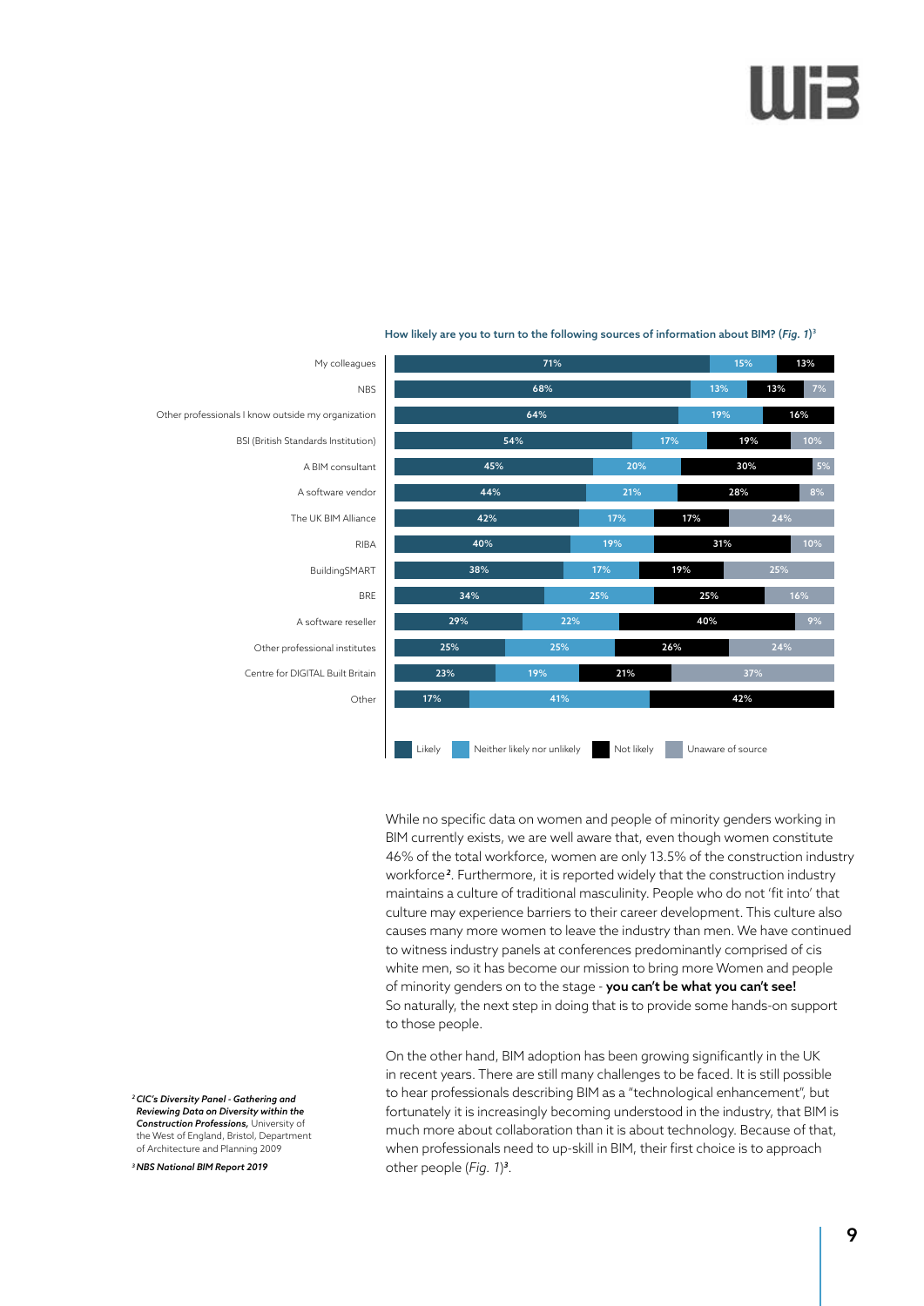How likely are you to turn to the following sources of information about BIM? (*Fig. 1*)[3]

| Source | Likely | Neither likely nor unlikely | Not likely | Unaware of source |
|---|---|---|---|---|
| My colleagues | 71% | 15% | 13% | |
| NBS | 68% | 13% | 13% | 7% |
| Other professionals I know outside my organization | 64% | 19% | 16% | |
| BSI (British Standards Institution) | 54% | 17% | 19% | 10% |
| A BIM consultant | 45% | 20% | 30% | 5% |
| A software vendor | 44% | 21% | 28% | 8% |
| The UK BIM Alliance | 42% | 17% | 17% | 24% |
| RIBA | 40% | 19% | 31% | 10% |
| BuildingSMART | 38% | 17% | 19% | 25% |
| BRE | 34% | 25% | 25% | 16% |
| A software reseller | 29% | 22% | 40% | 9% |
| Other professional institutes | 25% | 25% | 26% | 24% |
| Centre for DIGITAL Built Britain | 23% | 19% | 21% | 37% |
| Other | 17% | 41% | 42% | |

While no specific data on women and people of minority genders working in BIM currently exists, we are well aware that, even though women constitute 46% of the total workforce, women are only 13.5% of the construction industry workforce[2]. Furthermore, it is reported widely that the construction industry maintains a culture of traditional masculinity. People who do not 'fit into' that culture may experience barriers to their career development. This culture also causes many more women to leave the industry than men. We have continued to witness industry panels at conferences predominantly comprised of cis white men, so it has become our mission to bring more Women and people of minority genders on to the stage - **you can't be what you can't see!** So naturally, the next step in doing that is to provide some hands-on support to those people.

On the other hand, BIM adoption has been growing significantly in the UK in recent years. There are still many challenges to be faced. It is still possible to hear professionals describing BIM as a "technological enhancement", but fortunately it is increasingly becoming understood in the industry, that BIM is much more about collaboration than it is about technology. Because of that, when professionals need to up-skill in BIM, their first choice is to approach other people (*Fig. 1*)[3].

[2] ***CIC's Diversity Panel - Gathering and Reviewing Data on Diversity within the Construction Professions,*** University of the West of England, Bristol, Department of Architecture and Planning 2009

[3] ***NBS National BIM Report 2019***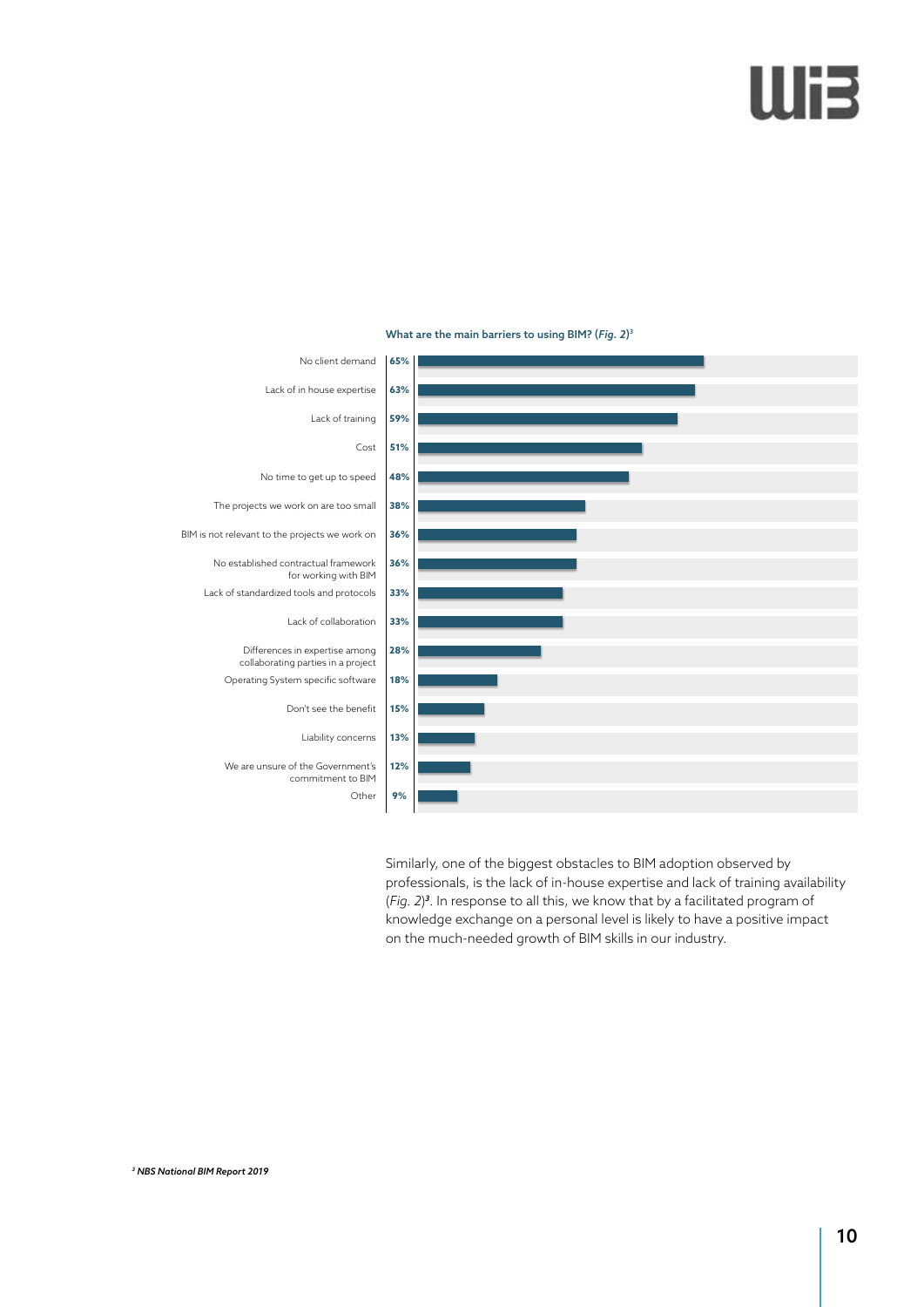**What are the main barriers to using BIM? (*Fig. 2*)[3]**

| Barrier | % |
|---|---|
| No client demand | 65% |
| Lack of in house expertise | 63% |
| Lack of training | 59% |
| Cost | 51% |
| No time to get up to speed | 48% |
| The projects we work on are too small | 38% |
| BIM is not relevant to the projects we work on | 36% |
| No established contractual framework for working with BIM | 36% |
| Lack of standardized tools and protocols | 33% |
| Lack of collaboration | 33% |
| Differences in expertise among collaborating parties in a project | 28% |
| Operating System specific software | 18% |
| Don't see the benefit | 15% |
| Liability concerns | 13% |
| We are unsure of the Government's commitment to BIM | 12% |
| Other | 9% |

Similarly, one of the biggest obstacles to BIM adoption observed by professionals, is the lack of in-house expertise and lack of training availability (*Fig. 2*)[3]. In response to all this, we know that by a facilitated program of knowledge exchange on a personal level is likely to have a positive impact on the much-needed growth of BIM skills in our industry.

[3] ***NBS National BIM Report 2019***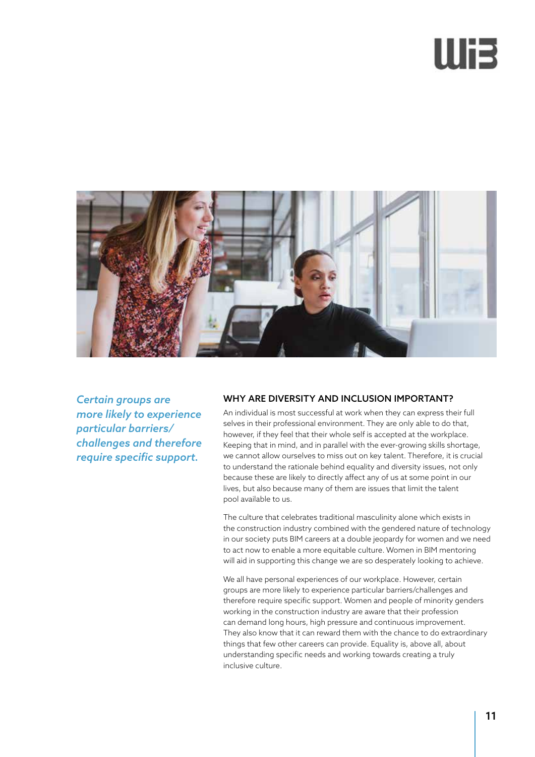*Certain groups are more likely to experience particular barriers/ challenges and therefore require specific support.*

## WHY ARE DIVERSITY AND INCLUSION IMPORTANT?

An individual is most successful at work when they can express their full selves in their professional environment. They are only able to do that, however, if they feel that their whole self is accepted at the workplace. Keeping that in mind, and in parallel with the ever-growing skills shortage, we cannot allow ourselves to miss out on key talent. Therefore, it is crucial to understand the rationale behind equality and diversity issues, not only because these are likely to directly affect any of us at some point in our lives, but also because many of them are issues that limit the talent pool available to us.

The culture that celebrates traditional masculinity alone which exists in the construction industry combined with the gendered nature of technology in our society puts BIM careers at a double jeopardy for women and we need to act now to enable a more equitable culture. Women in BIM mentoring will aid in supporting this change we are so desperately looking to achieve.

We all have personal experiences of our workplace. However, certain groups are more likely to experience particular barriers/challenges and therefore require specific support. Women and people of minority genders working in the construction industry are aware that their profession can demand long hours, high pressure and continuous improvement. They also know that it can reward them with the chance to do extraordinary things that few other careers can provide. Equality is, above all, about understanding specific needs and working towards creating a truly inclusive culture.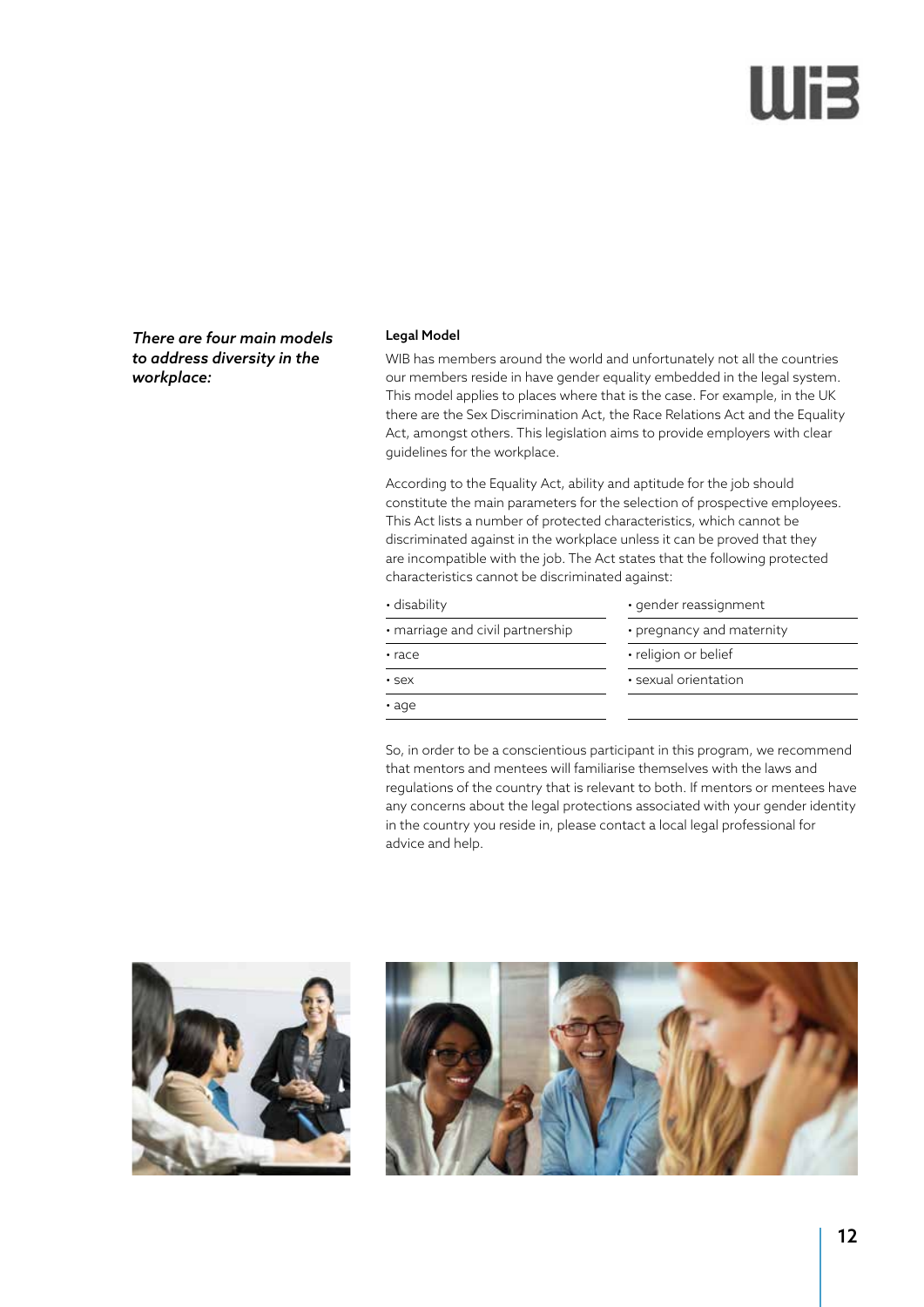*There are four main models to address diversity in the workplace:*

### Legal Model

WIB has members around the world and unfortunately not all the countries our members reside in have gender equality embedded in the legal system. This model applies to places where that is the case. For example, in the UK there are the Sex Discrimination Act, the Race Relations Act and the Equality Act, amongst others. This legislation aims to provide employers with clear guidelines for the workplace.

According to the Equality Act, ability and aptitude for the job should constitute the main parameters for the selection of prospective employees. This Act lists a number of protected characteristics, which cannot be discriminated against in the workplace unless it can be proved that they are incompatible with the job. The Act states that the following protected characteristics cannot be discriminated against:

- disability
- marriage and civil partnership
- race
- sex
- age
- gender reassignment
- pregnancy and maternity
- religion or belief
- sexual orientation

So, in order to be a conscientious participant in this program, we recommend that mentors and mentees will familiarise themselves with the laws and regulations of the country that is relevant to both. If mentors or mentees have any concerns about the legal protections associated with your gender identity in the country you reside in, please contact a local legal professional for advice and help.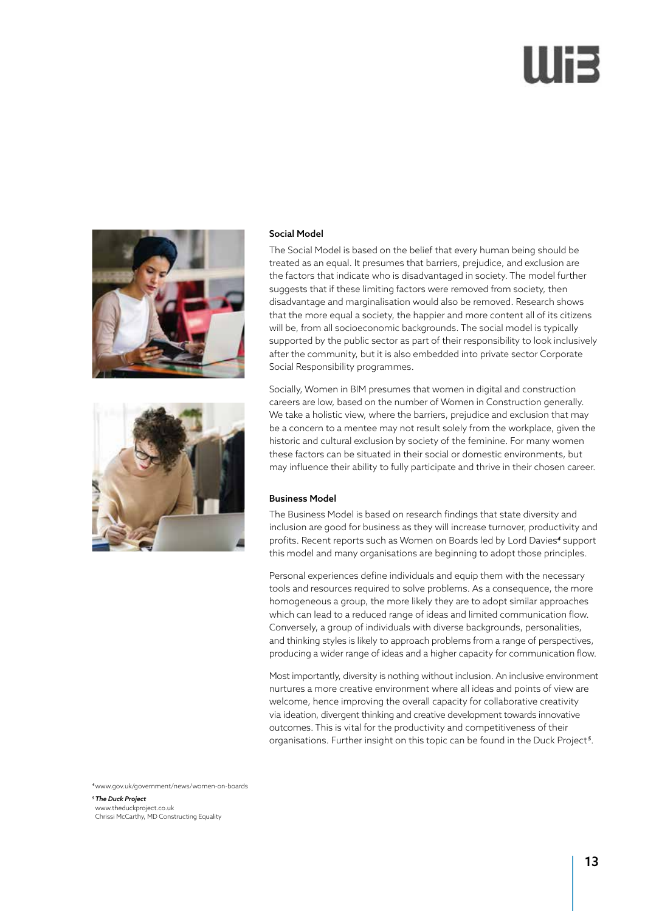### Social Model

The Social Model is based on the belief that every human being should be treated as an equal. It presumes that barriers, prejudice, and exclusion are the factors that indicate who is disadvantaged in society. The model further suggests that if these limiting factors were removed from society, then disadvantage and marginalisation would also be removed. Research shows that the more equal a society, the happier and more content all of its citizens will be, from all socioeconomic backgrounds. The social model is typically supported by the public sector as part of their responsibility to look inclusively after the community, but it is also embedded into private sector Corporate Social Responsibility programmes.

Socially, Women in BIM presumes that women in digital and construction careers are low, based on the number of Women in Construction generally. We take a holistic view, where the barriers, prejudice and exclusion that may be a concern to a mentee may not result solely from the workplace, given the historic and cultural exclusion by society of the feminine. For many women these factors can be situated in their social or domestic environments, but may influence their ability to fully participate and thrive in their chosen career.

### Business Model

The Business Model is based on research findings that state diversity and inclusion are good for business as they will increase turnover, productivity and profits. Recent reports such as Women on Boards led by Lord Davies[4] support this model and many organisations are beginning to adopt those principles.

Personal experiences define individuals and equip them with the necessary tools and resources required to solve problems. As a consequence, the more homogeneous a group, the more likely they are to adopt similar approaches which can lead to a reduced range of ideas and limited communication flow. Conversely, a group of individuals with diverse backgrounds, personalities, and thinking styles is likely to approach problems from a range of perspectives, producing a wider range of ideas and a higher capacity for communication flow.

Most importantly, diversity is nothing without inclusion. An inclusive environment nurtures a more creative environment where all ideas and points of view are welcome, hence improving the overall capacity for collaborative creativity via ideation, divergent thinking and creative development towards innovative outcomes. This is vital for the productivity and competitiveness of their organisations. Further insight on this topic can be found in the Duck Project[5].

[4] www.gov.uk/government/news/women-on-boards

[5] ***The Duck Project***
www.theduckproject.co.uk
Chrissi McCarthy, MD Constructing Equality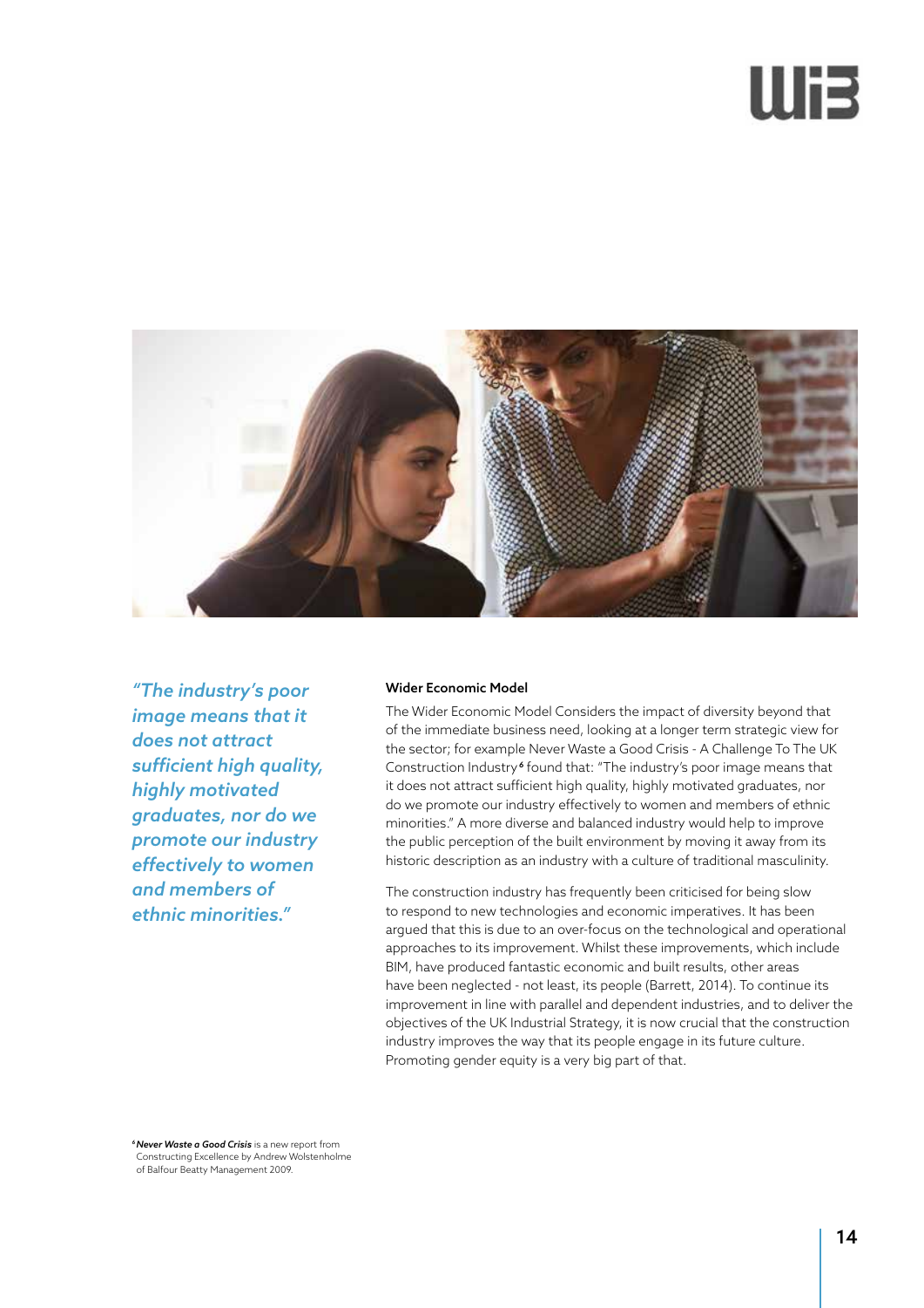*"The industry's poor image means that it does not attract sufficient high quality, highly motivated graduates, nor do we promote our industry effectively to women and members of ethnic minorities."*

**Wider Economic Model**

The Wider Economic Model Considers the impact of diversity beyond that of the immediate business need, looking at a longer term strategic view for the sector; for example Never Waste a Good Crisis - A Challenge To The UK Construction Industry[6] found that: "The industry's poor image means that it does not attract sufficient high quality, highly motivated graduates, nor do we promote our industry effectively to women and members of ethnic minorities." A more diverse and balanced industry would help to improve the public perception of the built environment by moving it away from its historic description as an industry with a culture of traditional masculinity.

The construction industry has frequently been criticised for being slow to respond to new technologies and economic imperatives. It has been argued that this is due to an over-focus on the technological and operational approaches to its improvement. Whilst these improvements, which include BIM, have produced fantastic economic and built results, other areas have been neglected - not least, its people (Barrett, 2014). To continue its improvement in line with parallel and dependent industries, and to deliver the objectives of the UK Industrial Strategy, it is now crucial that the construction industry improves the way that its people engage in its future culture. Promoting gender equity is a very big part of that.

[6] ***Never Waste a Good Crisis*** is a new report from Constructing Excellence by Andrew Wolstenholme of Balfour Beatty Management 2009.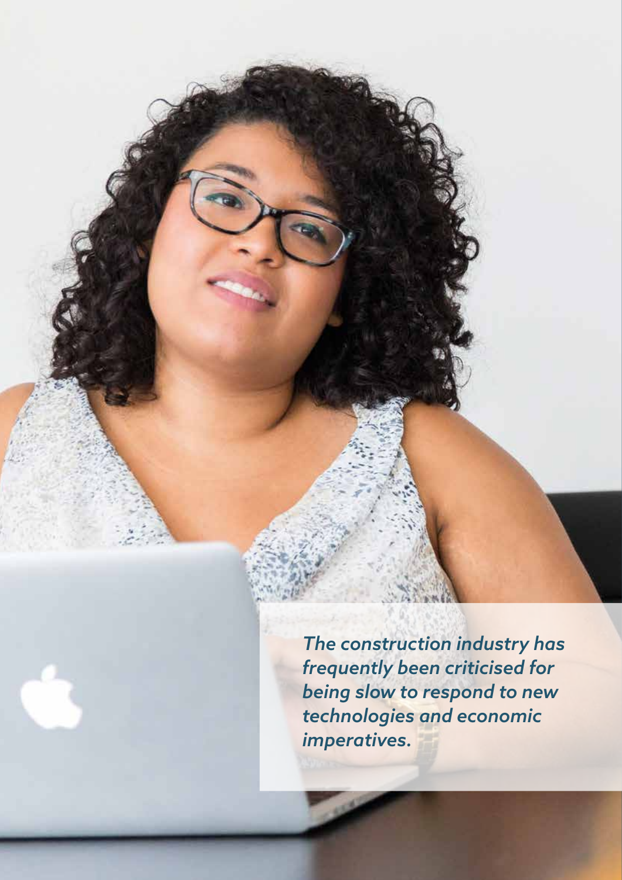*The construction industry has frequently been criticised for being slow to respond to new technologies and economic imperatives.*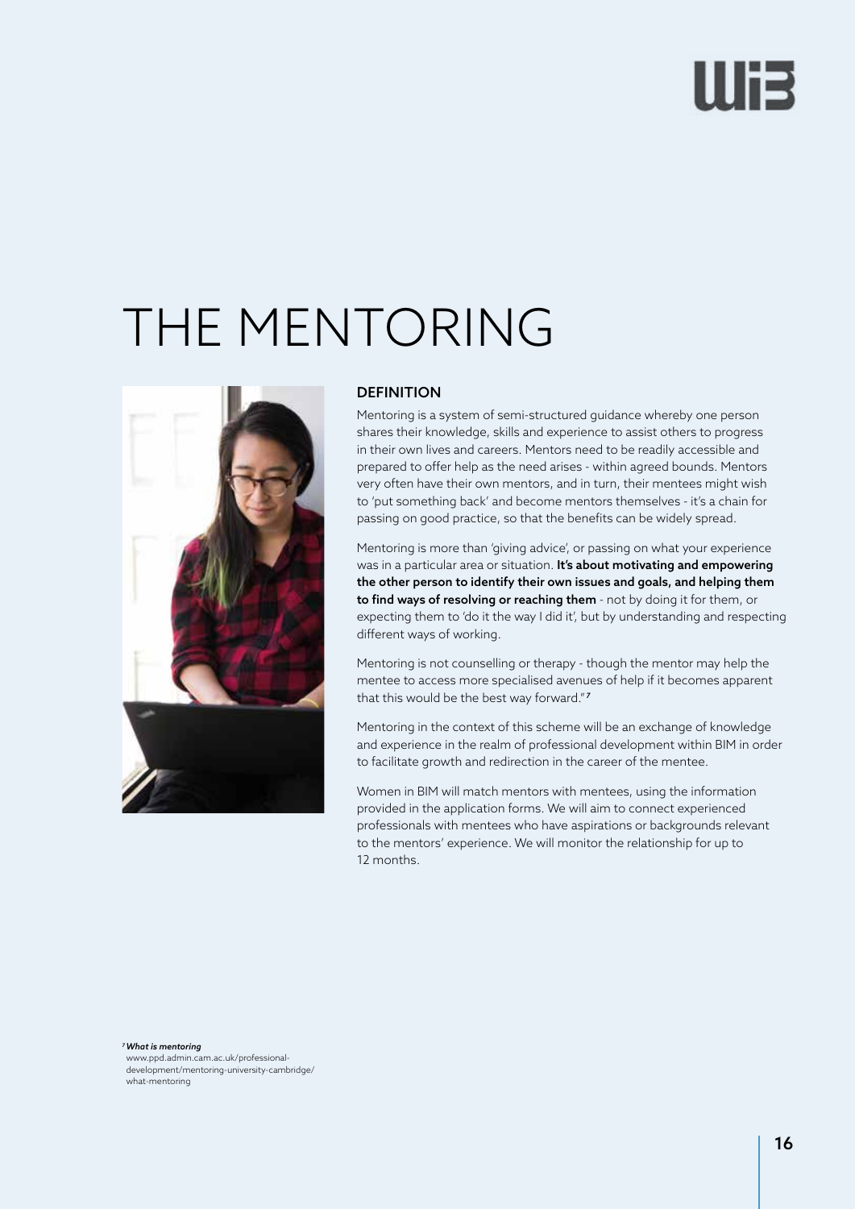# THE MENTORING

## DEFINITION

Mentoring is a system of semi-structured guidance whereby one person shares their knowledge, skills and experience to assist others to progress in their own lives and careers. Mentors need to be readily accessible and prepared to offer help as the need arises - within agreed bounds. Mentors very often have their own mentors, and in turn, their mentees might wish to 'put something back' and become mentors themselves - it's a chain for passing on good practice, so that the benefits can be widely spread.

Mentoring is more than 'giving advice', or passing on what your experience was in a particular area or situation. **It's about motivating and empowering the other person to identify their own issues and goals, and helping them to find ways of resolving or reaching them** - not by doing it for them, or expecting them to 'do it the way I did it', but by understanding and respecting different ways of working.

Mentoring is not counselling or therapy - though the mentor may help the mentee to access more specialised avenues of help if it becomes apparent that this would be the best way forward."[7]

Mentoring in the context of this scheme will be an exchange of knowledge and experience in the realm of professional development within BIM in order to facilitate growth and redirection in the career of the mentee.

Women in BIM will match mentors with mentees, using the information provided in the application forms. We will aim to connect experienced professionals with mentees who have aspirations or backgrounds relevant to the mentors' experience. We will monitor the relationship for up to 12 months.

[7] ***What is mentoring***
www.ppd.admin.cam.ac.uk/professional-development/mentoring-university-cambridge/what-mentoring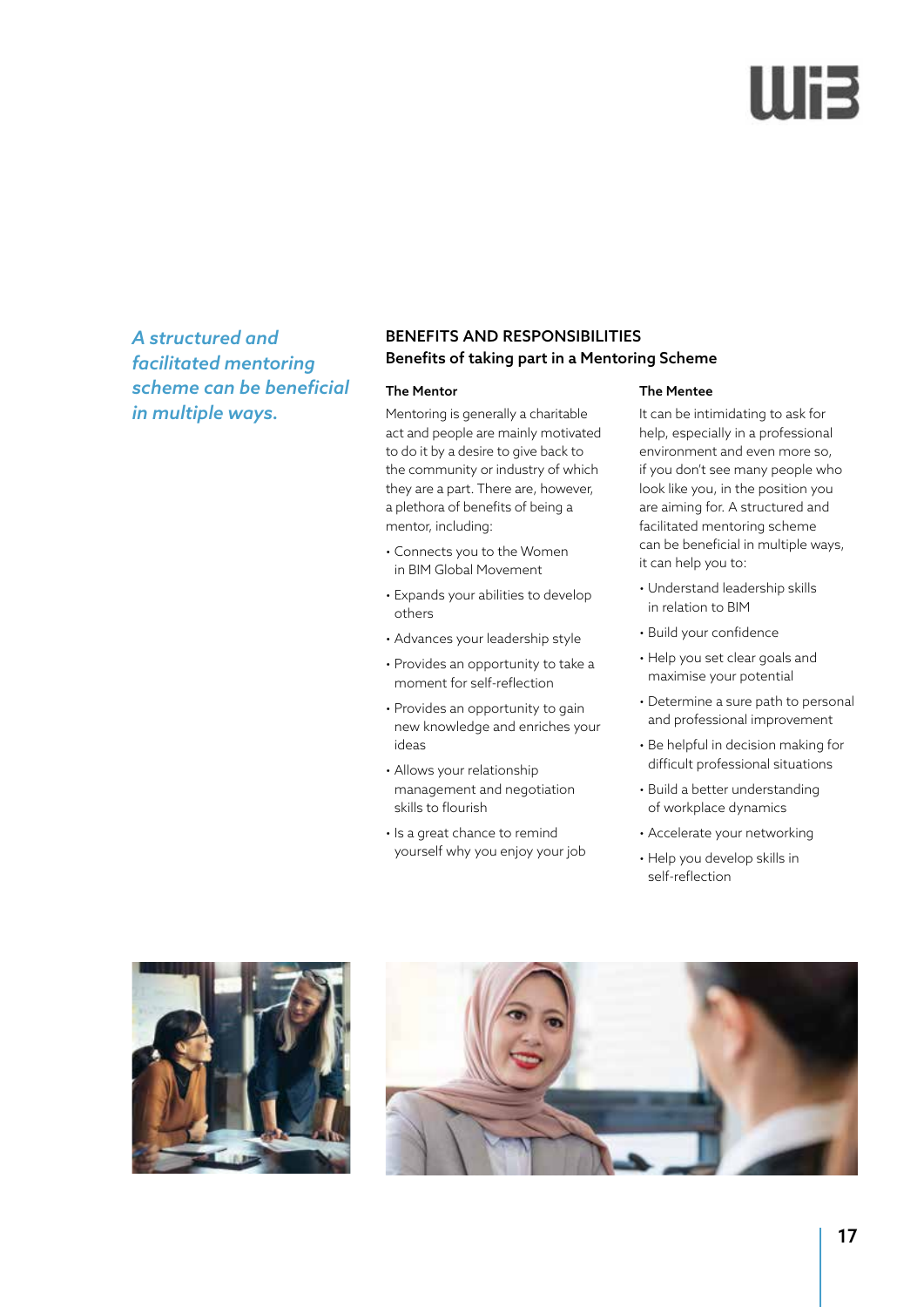*A structured and facilitated mentoring scheme can be beneficial in multiple ways.*

## BENEFITS AND RESPONSIBILITIES

### Benefits of taking part in a Mentoring Scheme

#### The Mentor

Mentoring is generally a charitable act and people are mainly motivated to do it by a desire to give back to the community or industry of which they are a part. There are, however, a plethora of benefits of being a mentor, including:

- Connects you to the Women in BIM Global Movement
- Expands your abilities to develop others
- Advances your leadership style
- Provides an opportunity to take a moment for self-reflection
- Provides an opportunity to gain new knowledge and enriches your ideas
- Allows your relationship management and negotiation skills to flourish
- Is a great chance to remind yourself why you enjoy your job

#### The Mentee

It can be intimidating to ask for help, especially in a professional environment and even more so, if you don't see many people who look like you, in the position you are aiming for. A structured and facilitated mentoring scheme can be beneficial in multiple ways, it can help you to:

- Understand leadership skills in relation to BIM
- Build your confidence
- Help you set clear goals and maximise your potential
- Determine a sure path to personal and professional improvement
- Be helpful in decision making for difficult professional situations
- Build a better understanding of workplace dynamics
- Accelerate your networking
- Help you develop skills in self-reflection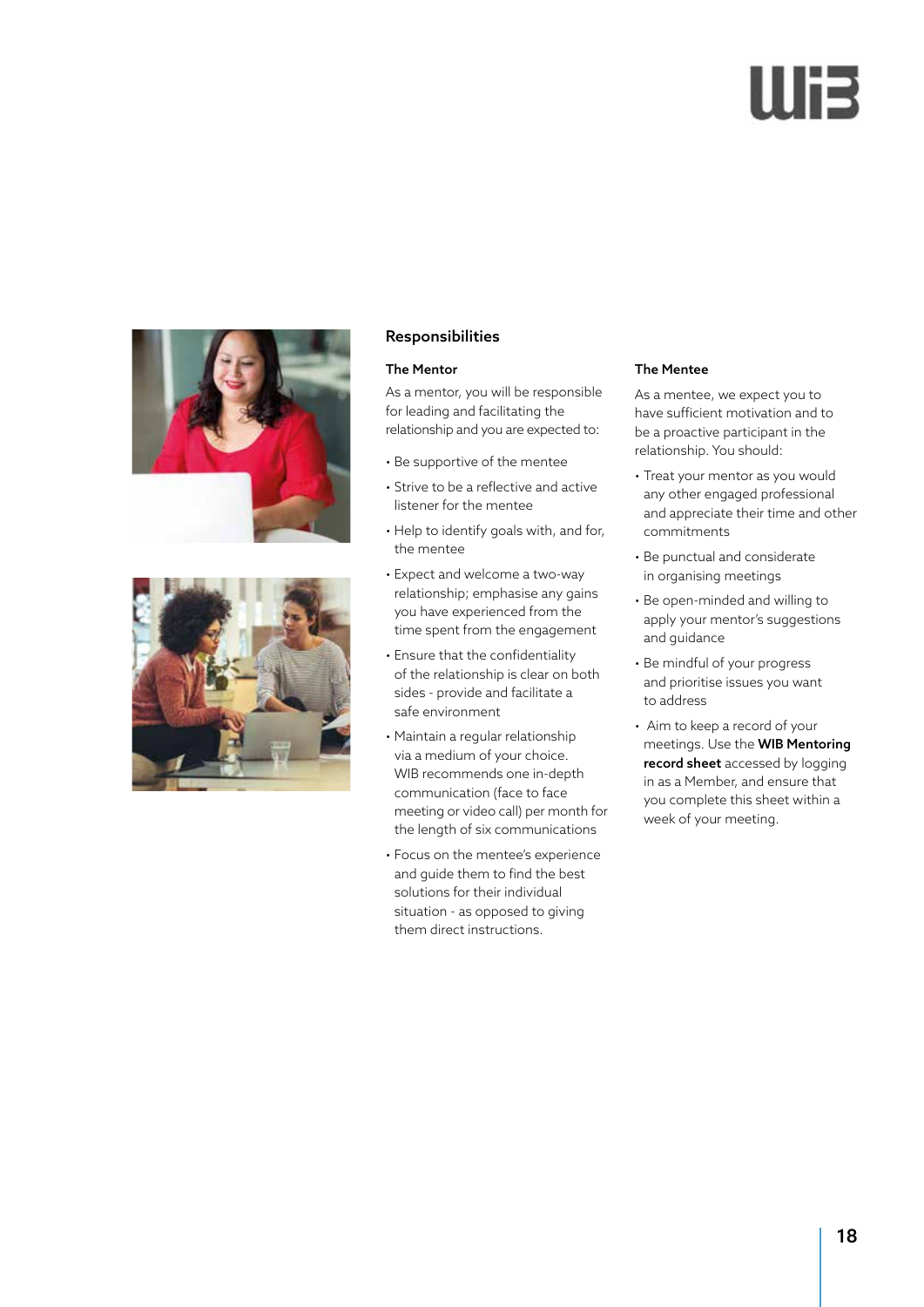## Responsibilities

### The Mentor

As a mentor, you will be responsible for leading and facilitating the relationship and you are expected to:

- Be supportive of the mentee
- Strive to be a reflective and active listener for the mentee
- Help to identify goals with, and for, the mentee
- Expect and welcome a two-way relationship; emphasise any gains you have experienced from the time spent from the engagement
- Ensure that the confidentiality of the relationship is clear on both sides - provide and facilitate a safe environment
- Maintain a regular relationship via a medium of your choice. WIB recommends one in-depth communication (face to face meeting or video call) per month for the length of six communications
- Focus on the mentee's experience and guide them to find the best solutions for their individual situation - as opposed to giving them direct instructions.

### The Mentee

As a mentee, we expect you to have sufficient motivation and to be a proactive participant in the relationship. You should:

- Treat your mentor as you would any other engaged professional and appreciate their time and other commitments
- Be punctual and considerate in organising meetings
- Be open-minded and willing to apply your mentor's suggestions and guidance
- Be mindful of your progress and prioritise issues you want to address
- Aim to keep a record of your meetings. Use the **WIB Mentoring record sheet** accessed by logging in as a Member, and ensure that you complete this sheet within a week of your meeting.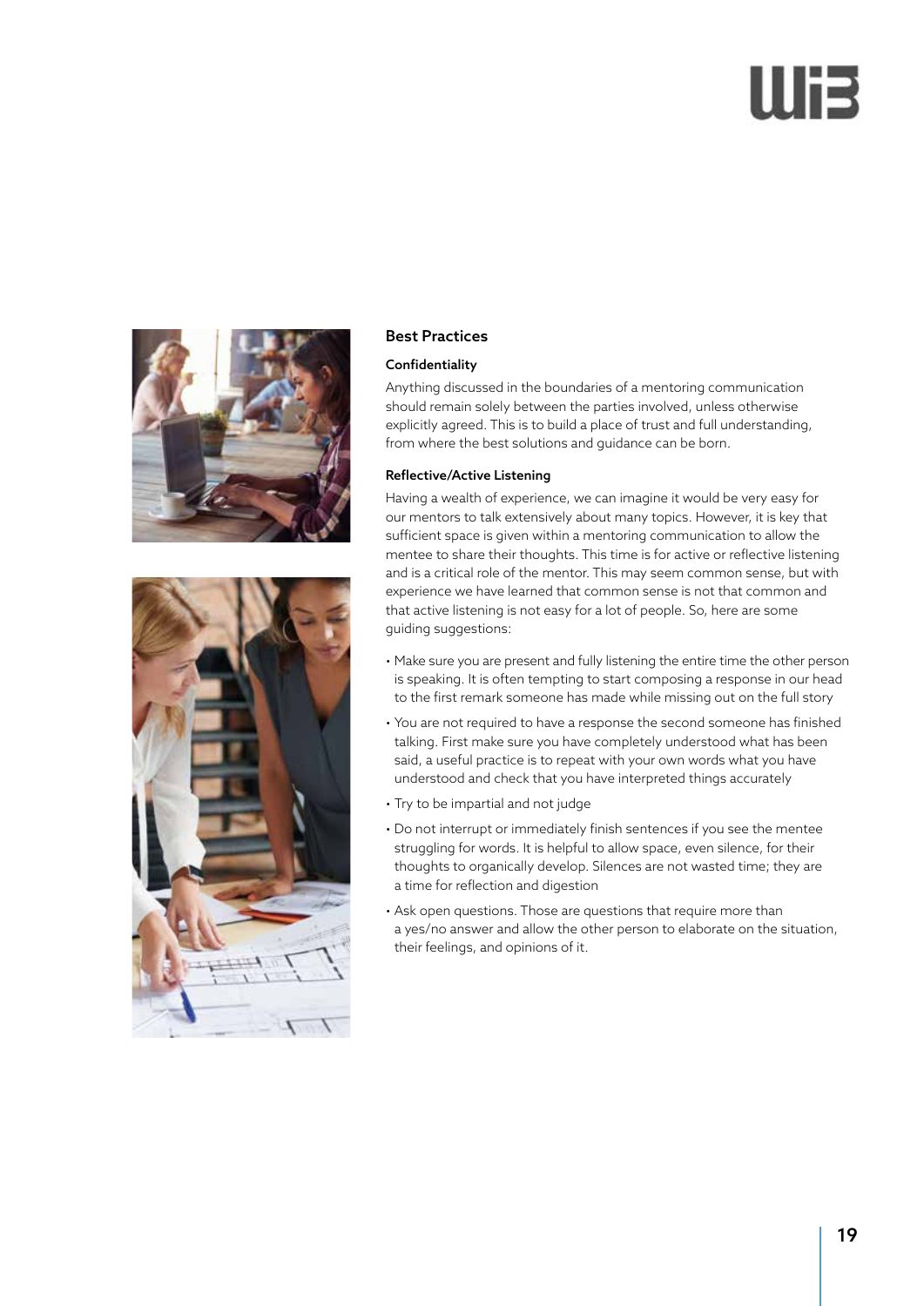## Best Practices

### Confidentiality

Anything discussed in the boundaries of a mentoring communication should remain solely between the parties involved, unless otherwise explicitly agreed. This is to build a place of trust and full understanding, from where the best solutions and guidance can be born.

### Reflective/Active Listening

Having a wealth of experience, we can imagine it would be very easy for our mentors to talk extensively about many topics. However, it is key that sufficient space is given within a mentoring communication to allow the mentee to share their thoughts. This time is for active or reflective listening and is a critical role of the mentor. This may seem common sense, but with experience we have learned that common sense is not that common and that active listening is not easy for a lot of people. So, here are some guiding suggestions:

- Make sure you are present and fully listening the entire time the other person is speaking. It is often tempting to start composing a response in our head to the first remark someone has made while missing out on the full story
- You are not required to have a response the second someone has finished talking. First make sure you have completely understood what has been said, a useful practice is to repeat with your own words what you have understood and check that you have interpreted things accurately
- Try to be impartial and not judge
- Do not interrupt or immediately finish sentences if you see the mentee struggling for words. It is helpful to allow space, even silence, for their thoughts to organically develop. Silences are not wasted time; they are a time for reflection and digestion
- Ask open questions. Those are questions that require more than a yes/no answer and allow the other person to elaborate on the situation, their feelings, and opinions of it.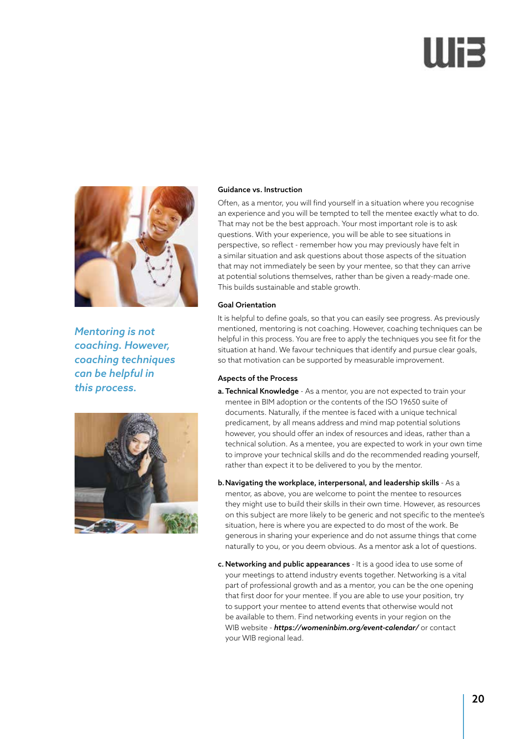*Mentoring is not coaching. However, coaching techniques can be helpful in this process.*

### Guidance vs. Instruction

Often, as a mentor, you will find yourself in a situation where you recognise an experience and you will be tempted to tell the mentee exactly what to do. That may not be the best approach. Your most important role is to ask questions. With your experience, you will be able to see situations in perspective, so reflect - remember how you may previously have felt in a similar situation and ask questions about those aspects of the situation that may not immediately be seen by your mentee, so that they can arrive at potential solutions themselves, rather than be given a ready-made one. This builds sustainable and stable growth.

### Goal Orientation

It is helpful to define goals, so that you can easily see progress. As previously mentioned, mentoring is not coaching. However, coaching techniques can be helpful in this process. You are free to apply the techniques you see fit for the situation at hand. We favour techniques that identify and pursue clear goals, so that motivation can be supported by measurable improvement.

### Aspects of the Process

a. **Technical Knowledge** - As a mentor, you are not expected to train your mentee in BIM adoption or the contents of the ISO 19650 suite of documents. Naturally, if the mentee is faced with a unique technical predicament, by all means address and mind map potential solutions however, you should offer an index of resources and ideas, rather than a technical solution. As a mentee, you are expected to work in your own time to improve your technical skills and do the recommended reading yourself, rather than expect it to be delivered to you by the mentor.

b. **Navigating the workplace, interpersonal, and leadership skills** - As a mentor, as above, you are welcome to point the mentee to resources they might use to build their skills in their own time. However, as resources on this subject are more likely to be generic and not specific to the mentee's situation, here is where you are expected to do most of the work. Be generous in sharing your experience and do not assume things that come naturally to you, or you deem obvious. As a mentor ask a lot of questions.

c. **Networking and public appearances** - It is a good idea to use some of your meetings to attend industry events together. Networking is a vital part of professional growth and as a mentor, you can be the one opening that first door for your mentee. If you are able to use your position, try to support your mentee to attend events that otherwise would not be available to them. Find networking events in your region on the WIB website - ***https://womeninbim.org/event-calendar/*** or contact your WIB regional lead.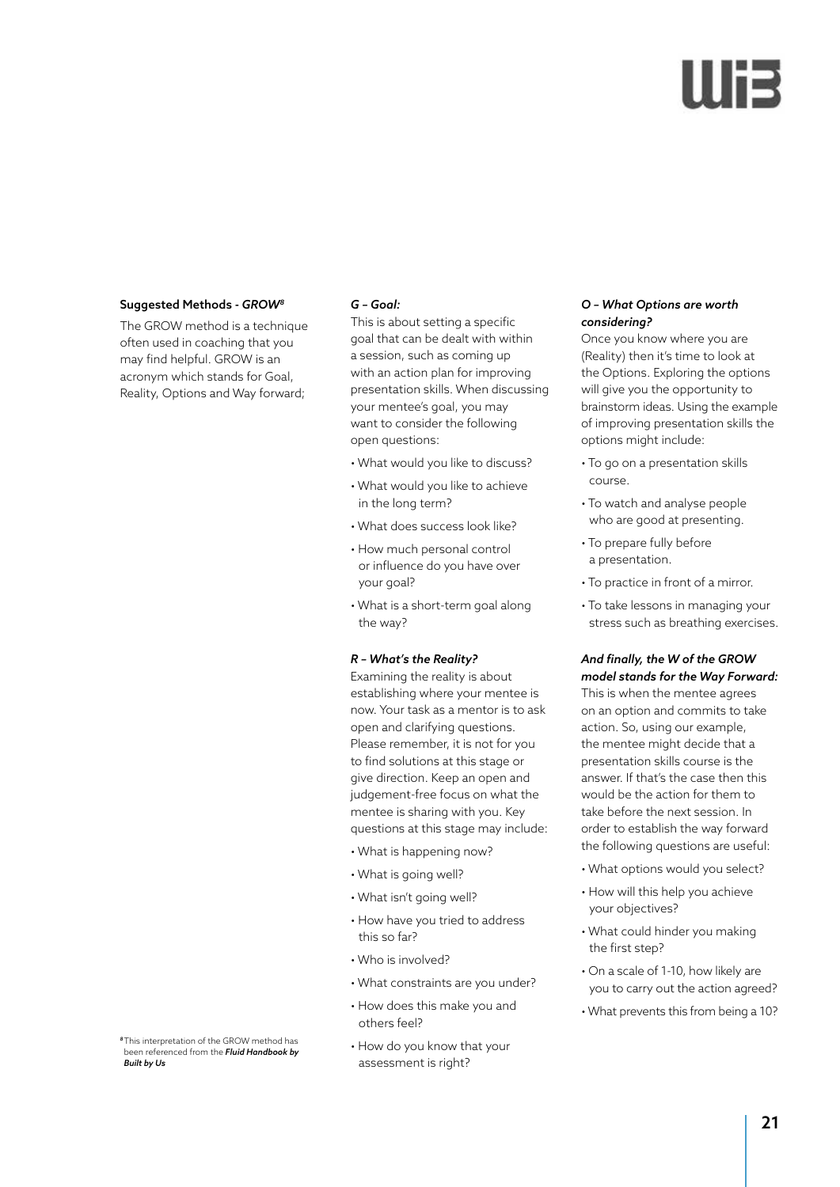### Suggested Methods - *GROW*[8]

The GROW method is a technique often used in coaching that you may find helpful. GROW is an acronym which stands for Goal, Reality, Options and Way forward;

***G – Goal:***

This is about setting a specific goal that can be dealt with within a session, such as coming up with an action plan for improving presentation skills. When discussing your mentee's goal, you may want to consider the following open questions:

- What would you like to discuss?
- What would you like to achieve in the long term?
- What does success look like?
- How much personal control or influence do you have over your goal?
- What is a short-term goal along the way?

***R – What's the Reality?***

Examining the reality is about establishing where your mentee is now. Your task as a mentor is to ask open and clarifying questions. Please remember, it is not for you to find solutions at this stage or give direction. Keep an open and judgement-free focus on what the mentee is sharing with you. Key questions at this stage may include:

- What is happening now?
- What is going well?
- What isn't going well?
- How have you tried to address this so far?
- Who is involved?
- What constraints are you under?
- How does this make you and others feel?
- How do you know that your assessment is right?

***O – What Options are worth considering?***

Once you know where you are (Reality) then it's time to look at the Options. Exploring the options will give you the opportunity to brainstorm ideas. Using the example of improving presentation skills the options might include:

- To go on a presentation skills course.
- To watch and analyse people who are good at presenting.
- To prepare fully before a presentation.
- To practice in front of a mirror.
- To take lessons in managing your stress such as breathing exercises.

***And finally, the W of the GROW model stands for the Way Forward:***

This is when the mentee agrees on an option and commits to take action. So, using our example, the mentee might decide that a presentation skills course is the answer. If that's the case then this would be the action for them to take before the next session. In order to establish the way forward the following questions are useful:

- What options would you select?
- How will this help you achieve your objectives?
- What could hinder you making the first step?
- On a scale of 1-10, how likely are you to carry out the action agreed?
- What prevents this from being a 10?

[8] This interpretation of the GROW method has been referenced from the ***Fluid Handbook by Built by Us***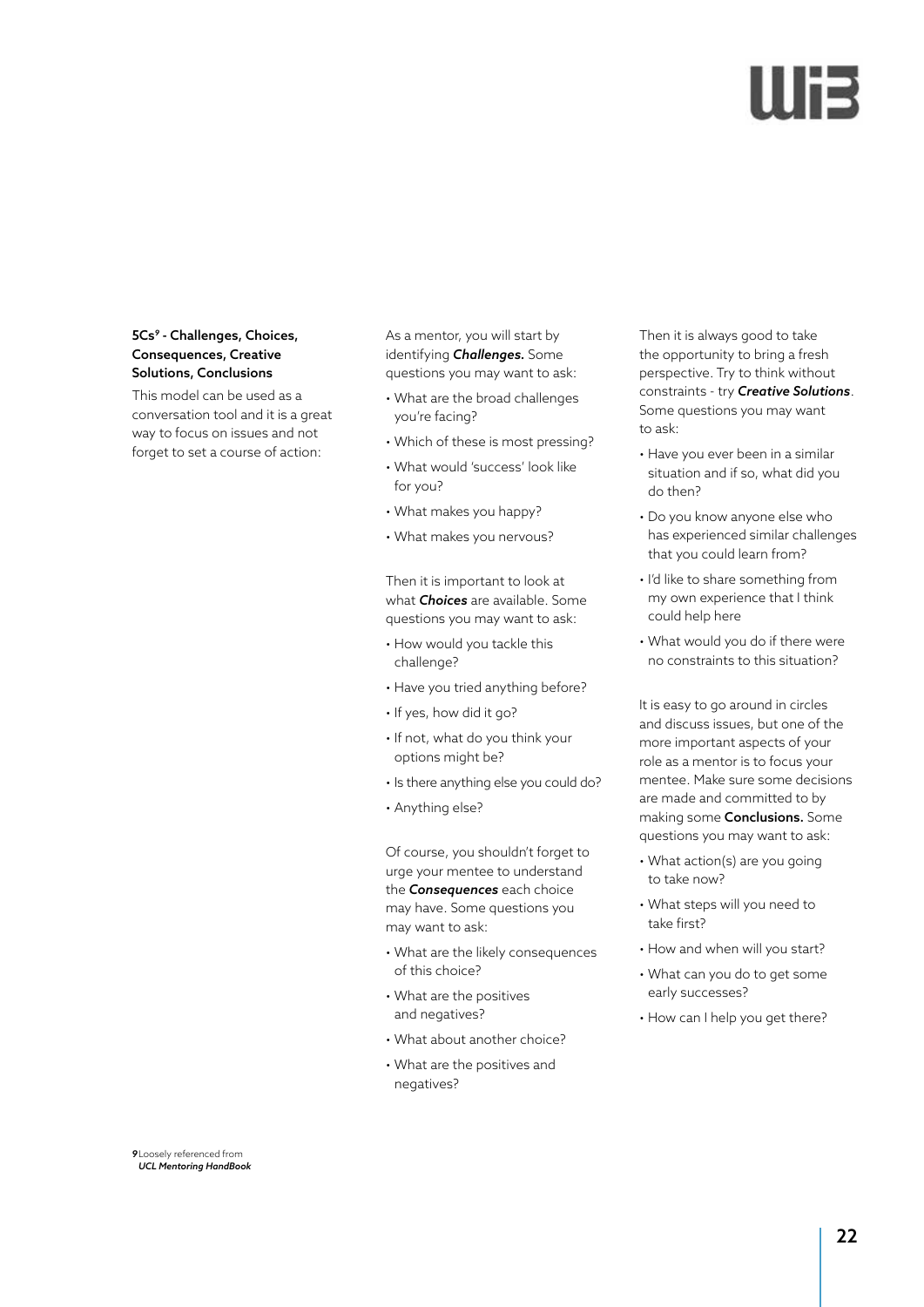### 5Cs[9] - Challenges, Choices, Consequences, Creative Solutions, Conclusions

This model can be used as a conversation tool and it is a great way to focus on issues and not forget to set a course of action:

As a mentor, you will start by identifying ***Challenges.*** Some questions you may want to ask:

- What are the broad challenges you're facing?
- Which of these is most pressing?
- What would 'success' look like for you?
- What makes you happy?
- What makes you nervous?

Then it is important to look at what ***Choices*** are available. Some questions you may want to ask:

- How would you tackle this challenge?
- Have you tried anything before?
- If yes, how did it go?
- If not, what do you think your options might be?
- Is there anything else you could do?
- Anything else?

Of course, you shouldn't forget to urge your mentee to understand the ***Consequences*** each choice may have. Some questions you may want to ask:

- What are the likely consequences of this choice?
- What are the positives and negatives?
- What about another choice?
- What are the positives and negatives?

Then it is always good to take the opportunity to bring a fresh perspective. Try to think without constraints - try ***Creative Solutions***. Some questions you may want to ask:

- Have you ever been in a similar situation and if so, what did you do then?
- Do you know anyone else who has experienced similar challenges that you could learn from?
- I'd like to share something from my own experience that I think could help here
- What would you do if there were no constraints to this situation?

It is easy to go around in circles and discuss issues, but one of the more important aspects of your role as a mentor is to focus your mentee. Make sure some decisions are made and committed to by making some **Conclusions.** Some questions you may want to ask:

- What action(s) are you going to take now?
- What steps will you need to take first?
- How and when will you start?
- What can you do to get some early successes?
- How can I help you get there?

[9] Loosely referenced from ***UCL Mentoring HandBook***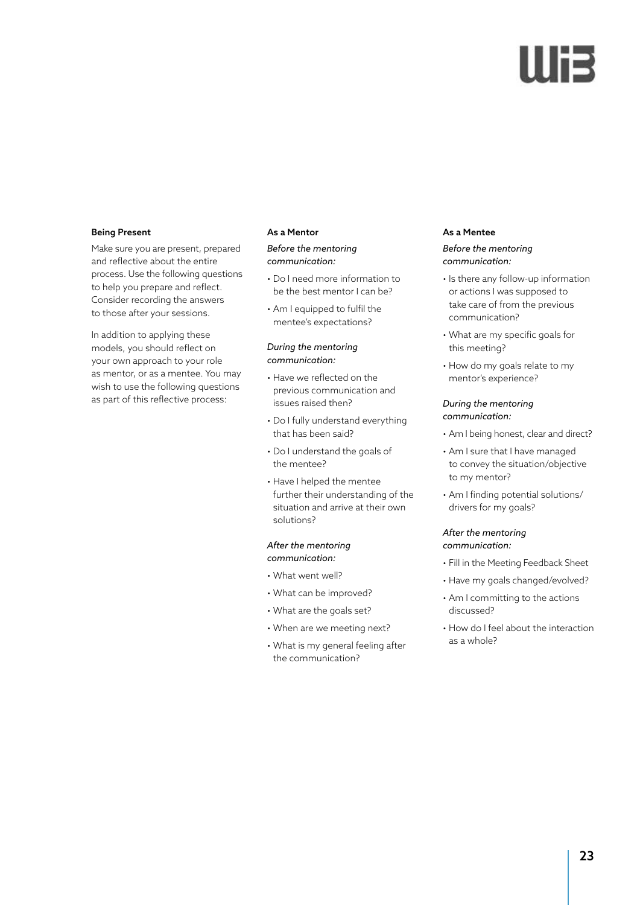### Being Present

Make sure you are present, prepared and reflective about the entire process. Use the following questions to help you prepare and reflect. Consider recording the answers to those after your sessions.

In addition to applying these models, you should reflect on your own approach to your role as mentor, or as a mentee. You may wish to use the following questions as part of this reflective process:

### As a Mentor

*Before the mentoring communication:*

- Do I need more information to be the best mentor I can be?
- Am I equipped to fulfil the mentee's expectations?

*During the mentoring communication:*

- Have we reflected on the previous communication and issues raised then?
- Do I fully understand everything that has been said?
- Do I understand the goals of the mentee?
- Have I helped the mentee further their understanding of the situation and arrive at their own solutions?

*After the mentoring communication:*

- What went well?
- What can be improved?
- What are the goals set?
- When are we meeting next?
- What is my general feeling after the communication?

### As a Mentee

*Before the mentoring communication:*

- Is there any follow-up information or actions I was supposed to take care of from the previous communication?
- What are my specific goals for this meeting?
- How do my goals relate to my mentor's experience?

*During the mentoring communication:*

- Am I being honest, clear and direct?
- Am I sure that I have managed to convey the situation/objective to my mentor?
- Am I finding potential solutions/drivers for my goals?

*After the mentoring communication:*

- Fill in the Meeting Feedback Sheet
- Have my goals changed/evolved?
- Am I committing to the actions discussed?
- How do I feel about the interaction as a whole?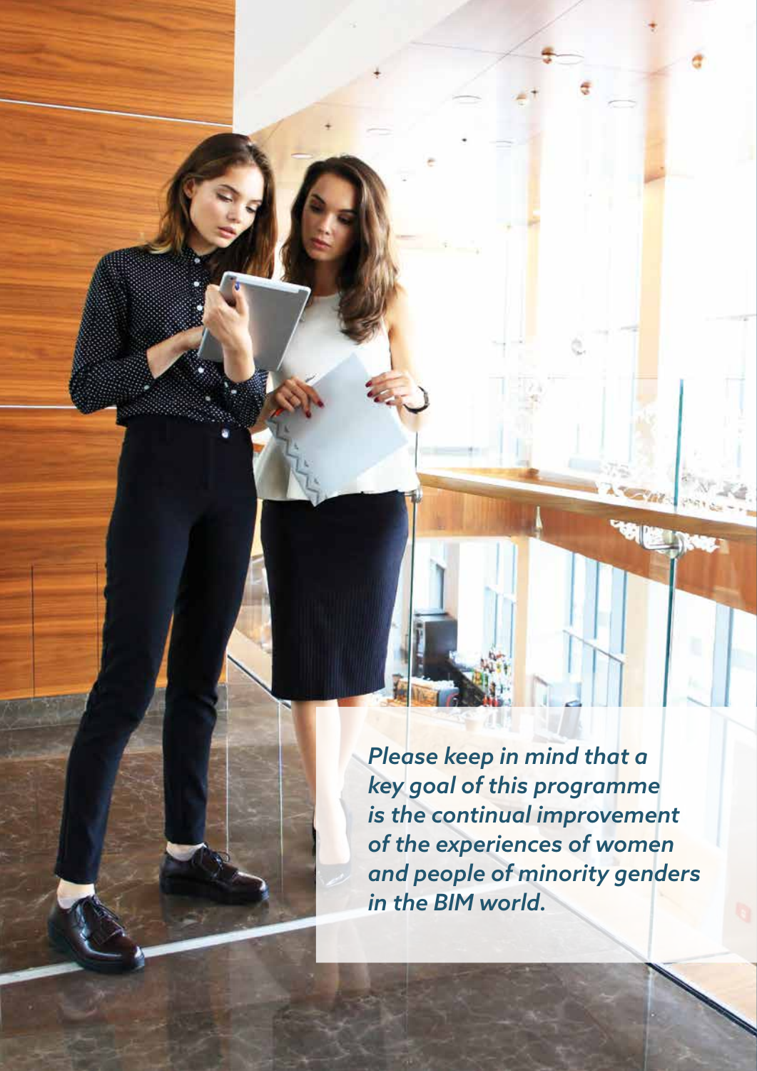*Please keep in mind that a key goal of this programme is the continual improvement of the experiences of women and people of minority genders in the BIM world.*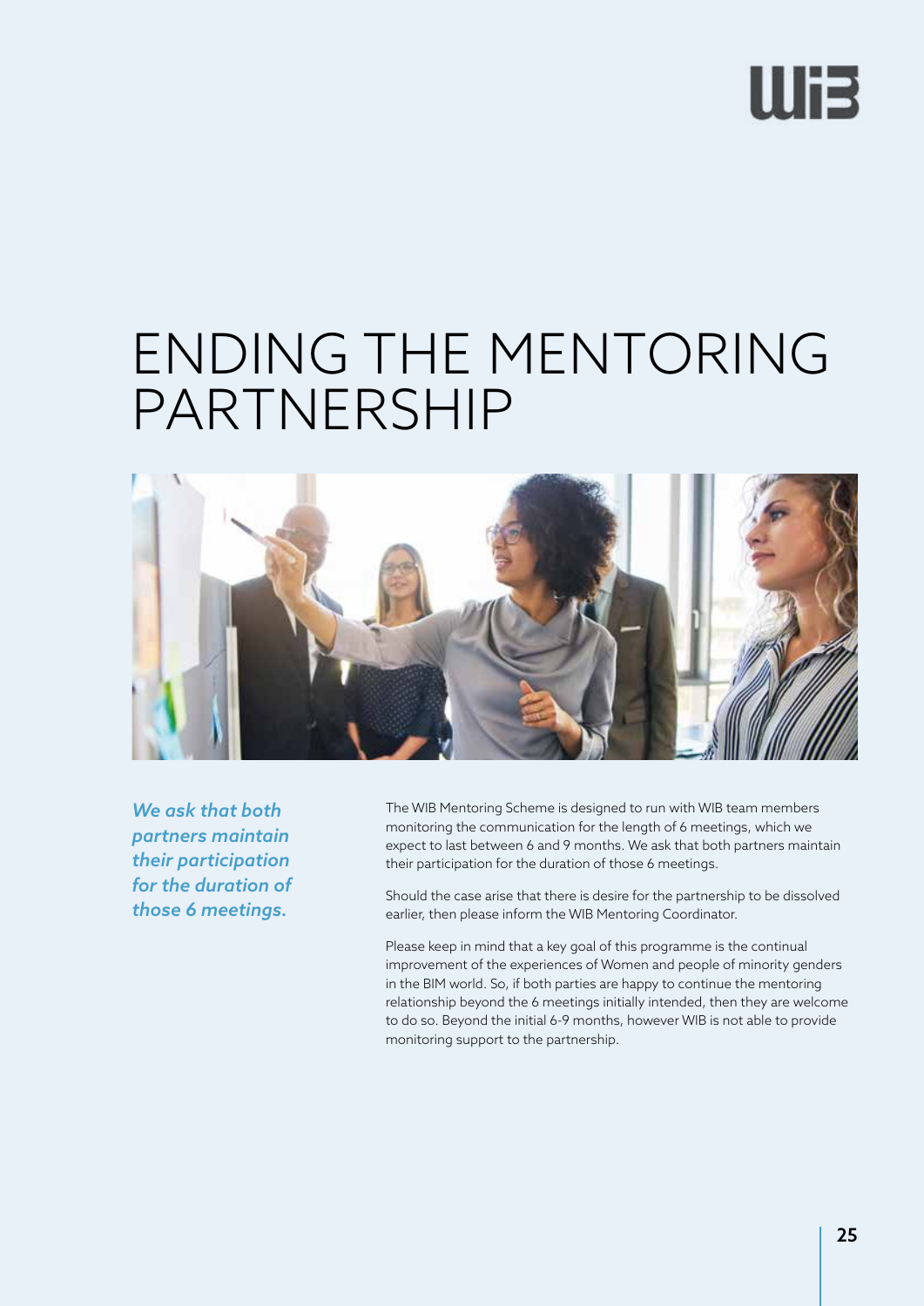# ENDING THE MENTORING PARTNERSHIP

*We ask that both partners maintain their participation for the duration of those 6 meetings.*

The WIB Mentoring Scheme is designed to run with WIB team members monitoring the communication for the length of 6 meetings, which we expect to last between 6 and 9 months. We ask that both partners maintain their participation for the duration of those 6 meetings.

Should the case arise that there is desire for the partnership to be dissolved earlier, then please inform the WIB Mentoring Coordinator.

Please keep in mind that a key goal of this programme is the continual improvement of the experiences of Women and people of minority genders in the BIM world. So, if both parties are happy to continue the mentoring relationship beyond the 6 meetings initially intended, then they are welcome to do so. Beyond the initial 6-9 months, however WIB is not able to provide monitoring support to the partnership.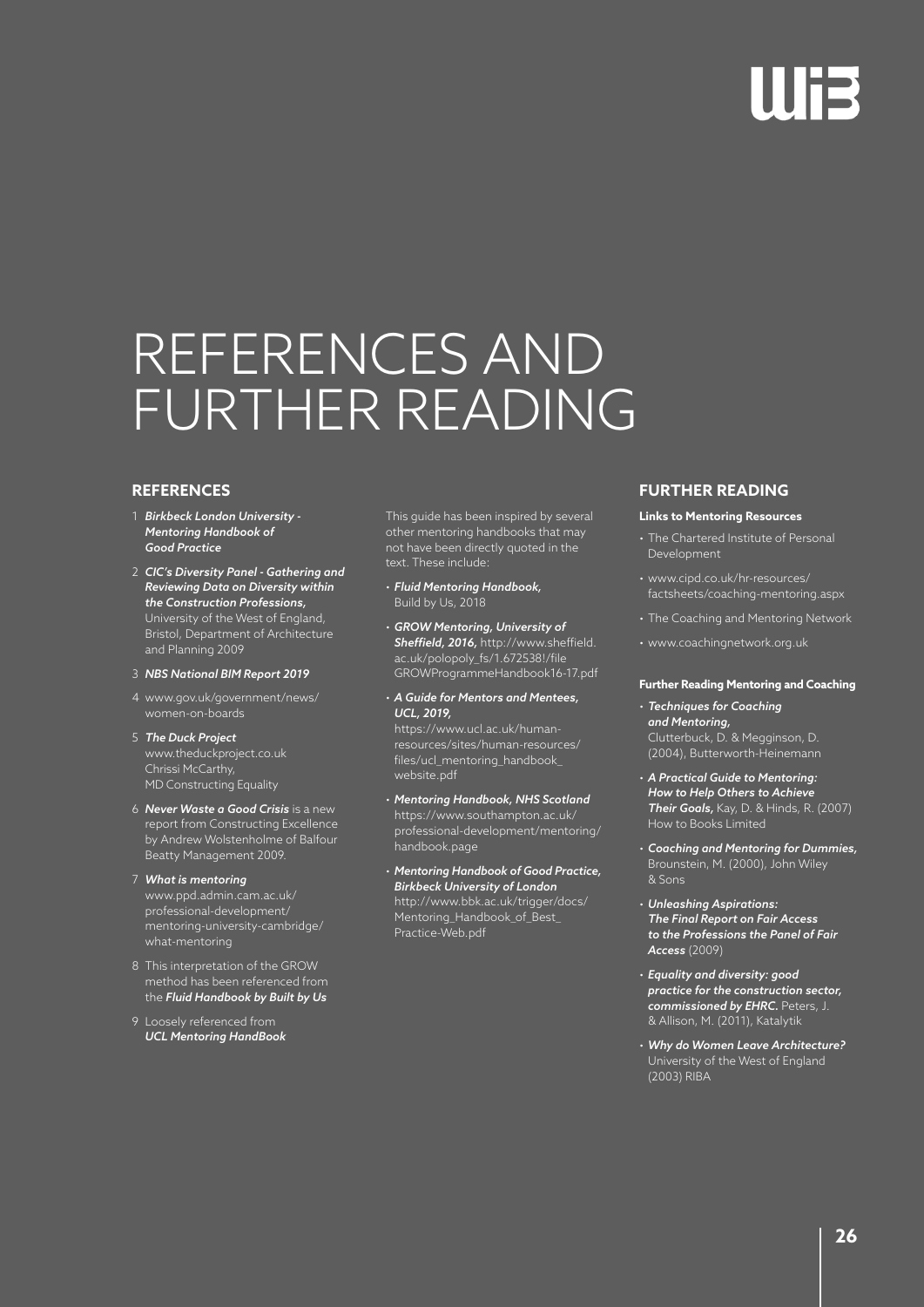# REFERENCES AND FURTHER READING

## REFERENCES

1. ***Birkbeck London University - Mentoring Handbook of Good Practice***
2. ***CIC's Diversity Panel - Gathering and Reviewing Data on Diversity within the Construction Professions,*** University of the West of England, Bristol, Department of Architecture and Planning 2009
3. ***NBS National BIM Report 2019***
4. www.gov.uk/government/news/women-on-boards
5. ***The Duck Project*** www.theduckproject.co.uk Chrissi McCarthy, MD Constructing Equality
6. ***Never Waste a Good Crisis*** is a new report from Constructing Excellence by Andrew Wolstenholme of Balfour Beatty Management 2009.
7. ***What is mentoring*** www.ppd.admin.cam.ac.uk/professional-development/mentoring-university-cambridge/what-mentoring
8. This interpretation of the GROW method has been referenced from the ***Fluid Handbook by Built by Us***
9. Loosely referenced from ***UCL Mentoring HandBook***

This guide has been inspired by several other mentoring handbooks that may not have been directly quoted in the text. These include:

- ***Fluid Mentoring Handbook,*** Build by Us, 2018
- ***GROW Mentoring, University of Sheffield, 2016,*** http://www.sheffield.ac.uk/polopoly_fs/1.672538!/file GROWProgrammeHandbook16-17.pdf
- ***A Guide for Mentors and Mentees, UCL, 2019,*** https://www.ucl.ac.uk/human-resources/sites/human-resources/files/ucl_mentoring_handbook_website.pdf
- ***Mentoring Handbook, NHS Scotland*** https://www.southampton.ac.uk/professional-development/mentoring/handbook.page
- ***Mentoring Handbook of Good Practice, Birkbeck University of London*** http://www.bbk.ac.uk/trigger/docs/Mentoring_Handbook_of_Best_Practice-Web.pdf

## FURTHER READING

### Links to Mentoring Resources

- The Chartered Institute of Personal Development
- www.cipd.co.uk/hr-resources/factsheets/coaching-mentoring.aspx
- The Coaching and Mentoring Network
- www.coachingnetwork.org.uk

### Further Reading Mentoring and Coaching

- ***Techniques for Coaching and Mentoring,*** Clutterbuck, D. & Megginson, D. (2004), Butterworth-Heinemann
- ***A Practical Guide to Mentoring: How to Help Others to Achieve Their Goals,*** Kay, D. & Hinds, R. (2007) How to Books Limited
- ***Coaching and Mentoring for Dummies,*** Brounstein, M. (2000), John Wiley & Sons
- ***Unleashing Aspirations: The Final Report on Fair Access to the Professions the Panel of Fair Access*** (2009)
- ***Equality and diversity: good practice for the construction sector, commissioned by EHRC.*** Peters, J. & Allison, M. (2011), Katalytik
- ***Why do Women Leave Architecture?*** University of the West of England (2003) RIBA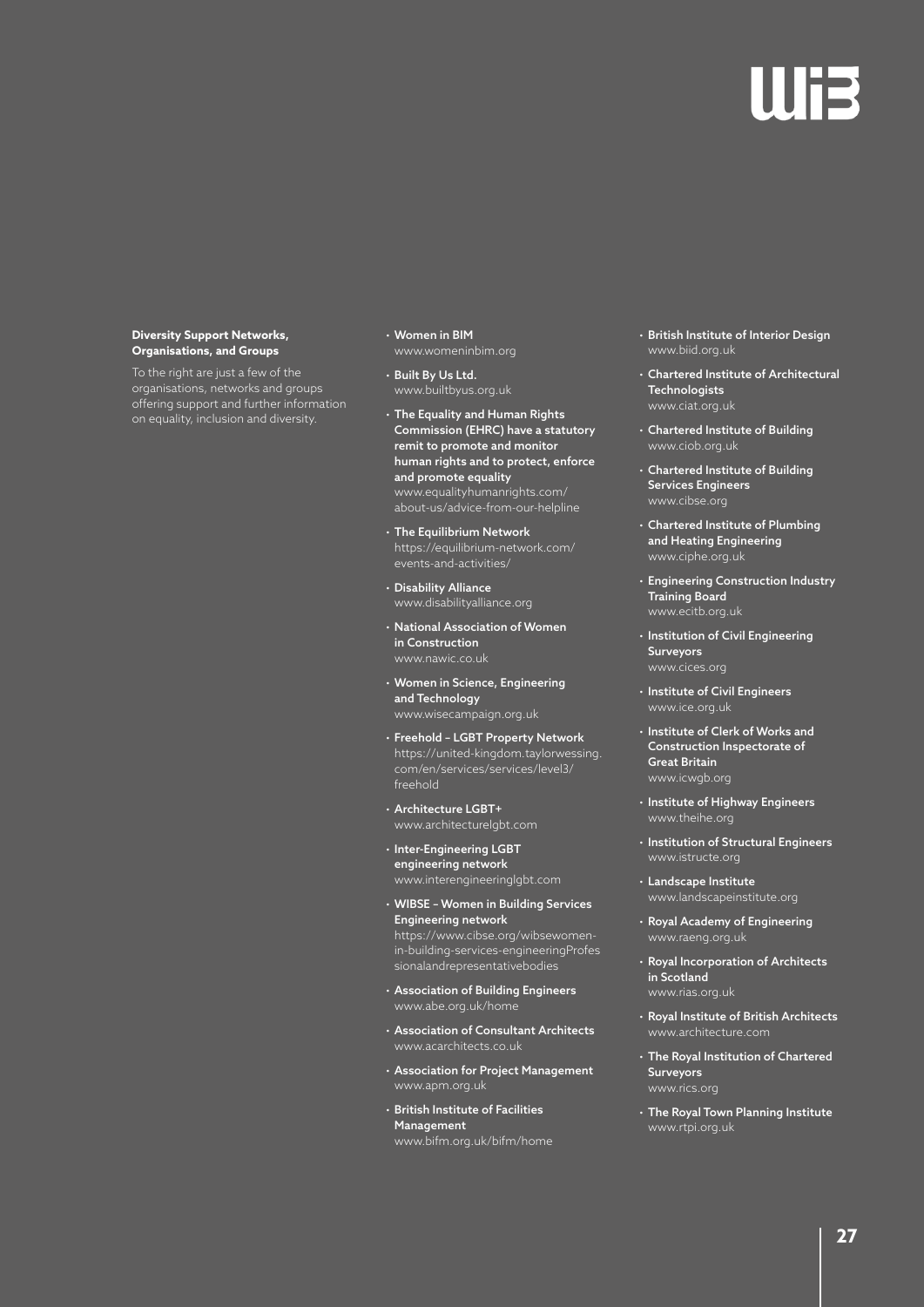**Diversity Support Networks, Organisations, and Groups**

To the right are just a few of the organisations, networks and groups offering support and further information on equality, inclusion and diversity.

- **Women in BIM**
  www.womeninbim.org
- **Built By Us Ltd.**
  www.builtbyus.org.uk
- **The Equality and Human Rights Commission (EHRC) have a statutory remit to promote and monitor human rights and to protect, enforce and promote equality**
  www.equalityhumanrights.com/about-us/advice-from-our-helpline
- **The Equilibrium Network**
  https://equilibrium-network.com/events-and-activities/
- **Disability Alliance**
  www.disabilityalliance.org
- **National Association of Women in Construction**
  www.nawic.co.uk
- **Women in Science, Engineering and Technology**
  www.wisecampaign.org.uk
- **Freehold – LGBT Property Network**
  https://united-kingdom.taylorwessing.com/en/services/services/level3/freehold
- **Architecture LGBT+**
  www.architecturelgbt.com
- **Inter-Engineering LGBT engineering network**
  www.interengineeringlgbt.com
- **WIBSE – Women in Building Services Engineering network**
  https://www.cibse.org/wibsewomen-in-building-services-engineeringProfessionalandrepresentativebodies
- **Association of Building Engineers**
  www.abe.org.uk/home
- **Association of Consultant Architects**
  www.acarchitects.co.uk
- **Association for Project Management**
  www.apm.org.uk
- **British Institute of Facilities Management**
  www.bifm.org.uk/bifm/home
- **British Institute of Interior Design**
  www.biid.org.uk
- **Chartered Institute of Architectural Technologists**
  www.ciat.org.uk
- **Chartered Institute of Building**
  www.ciob.org.uk
- **Chartered Institute of Building Services Engineers**
  www.cibse.org
- **Chartered Institute of Plumbing and Heating Engineering**
  www.ciphe.org.uk
- **Engineering Construction Industry Training Board**
  www.ecitb.org.uk
- **Institution of Civil Engineering Surveyors**
  www.cices.org
- **Institute of Civil Engineers**
  www.ice.org.uk
- **Institute of Clerk of Works and Construction Inspectorate of Great Britain**
  www.icwgb.org
- **Institute of Highway Engineers**
  www.theihe.org
- **Institution of Structural Engineers**
  www.istructe.org
- **Landscape Institute**
  www.landscapeinstitute.org
- **Royal Academy of Engineering**
  www.raeng.org.uk
- **Royal Incorporation of Architects in Scotland**
  www.rias.org.uk
- **Royal Institute of British Architects**
  www.architecture.com
- **The Royal Institution of Chartered Surveyors**
  www.rics.org
- **The Royal Town Planning Institute**
  www.rtpi.org.uk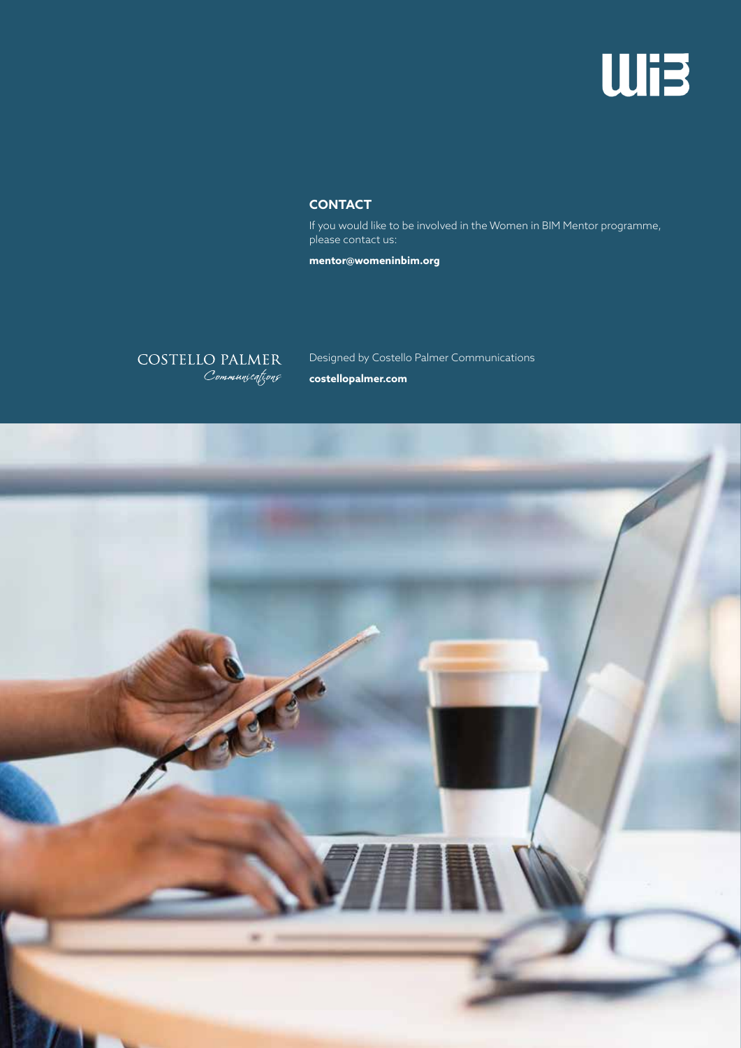## CONTACT

If you would like to be involved in the Women in BIM Mentor programme, please contact us:

**mentor@womeninbim.org**

COSTELLO PALMER
*Communications*

Designed by Costello Palmer Communications

**costellopalmer.com**